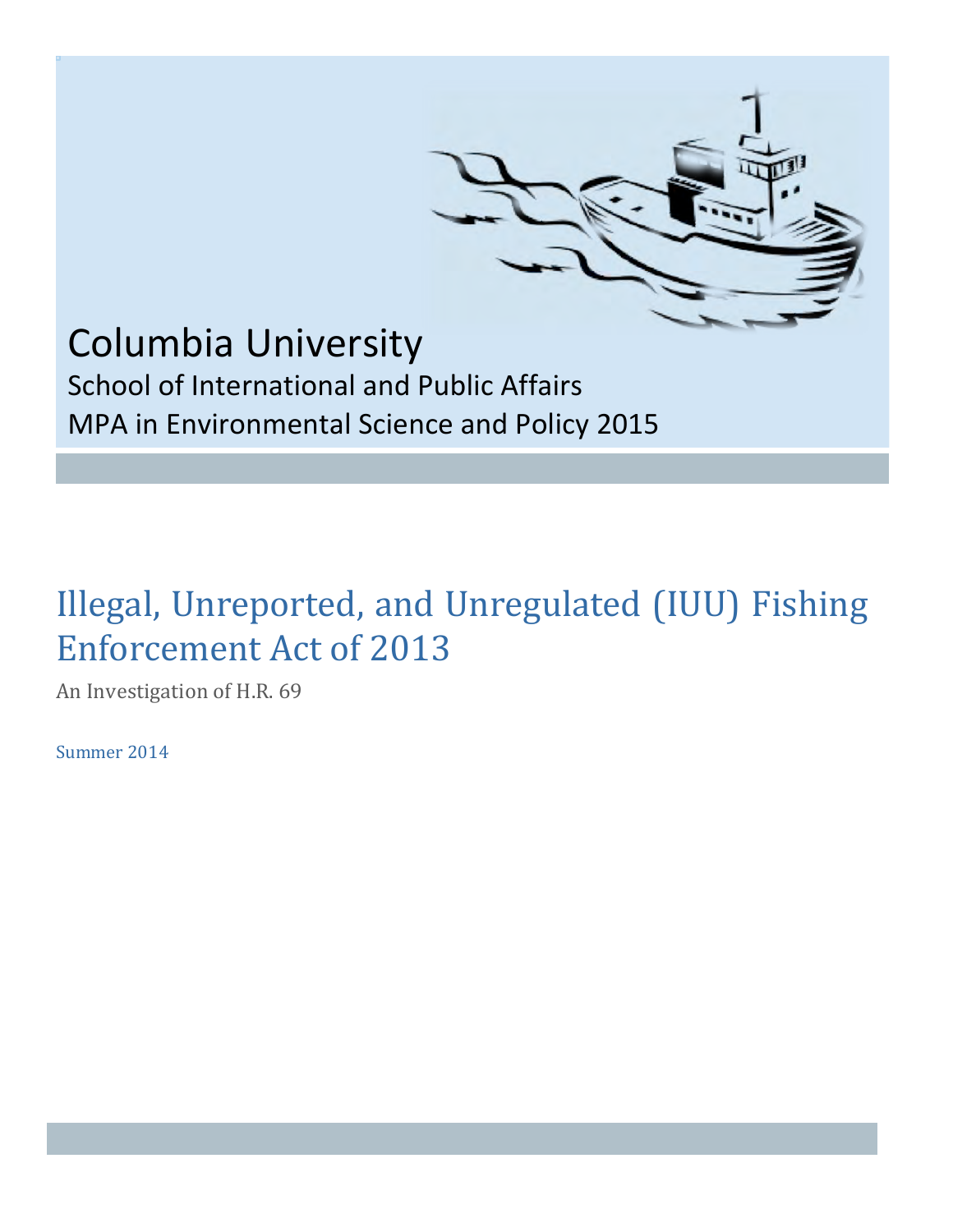Columbia University

School of International and Public Affairs

MPA in Environmental Science and Policy 2015

# Illegal, Unreported, and Unregulated (IUU) Fishing Enforcement Act of 2013

An Investigation of H.R. 69

Summer 2014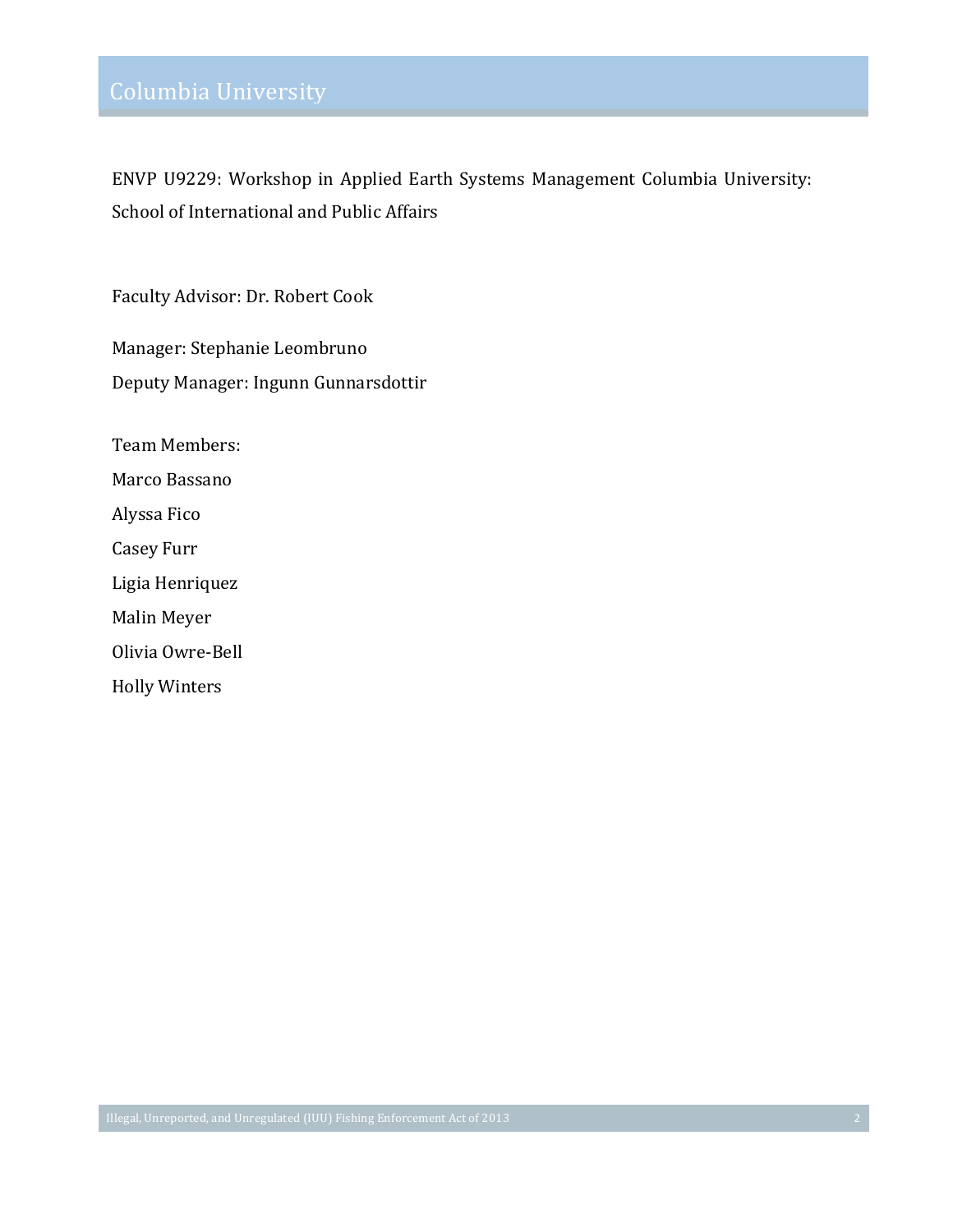ENVP U9229: Workshop in Applied Earth Systems Management Columbia University: School of International and Public Affairs

Faculty Advisor: Dr. Robert Cook

Manager: Stephanie Leombruno

Deputy Manager: Ingunn Gunnarsdottir

Team Members:

Marco Bassano

Alyssa Fico

Casey Furr

Ligia Henriquez

Malin Meyer

Olivia Owre-Bell

Holly Winters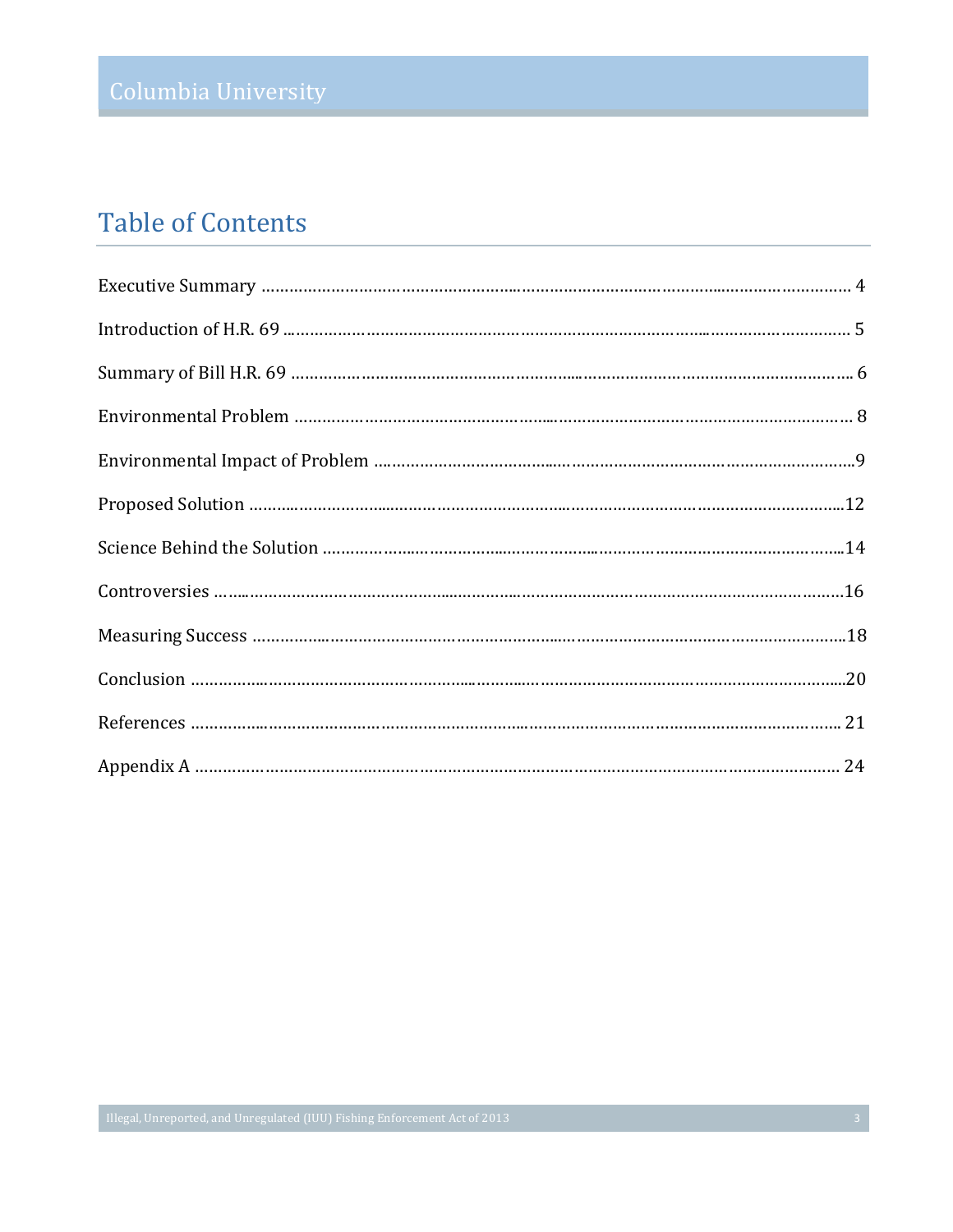# Table of Contents

Executive Summary ........................................................................................................ 4

Introduction of H.R. 69 ................................................................................................ 5

Summary of Bill H.R. 69 .............................................................................................. 6

Environmental Problem ................................................................................................ 8

Environmental Impact of Problem ................................................................................ 9

Proposed Solution ........................................................................................................ 12

Science Behind the Solution ........................................................................................ 14

Controversies ............................................................................................................... 16

Measuring Success ....................................................................................................... 18

Conclusion .................................................................................................................... 20

References .................................................................................................................... 21

Appendix A ................................................................................................................... 24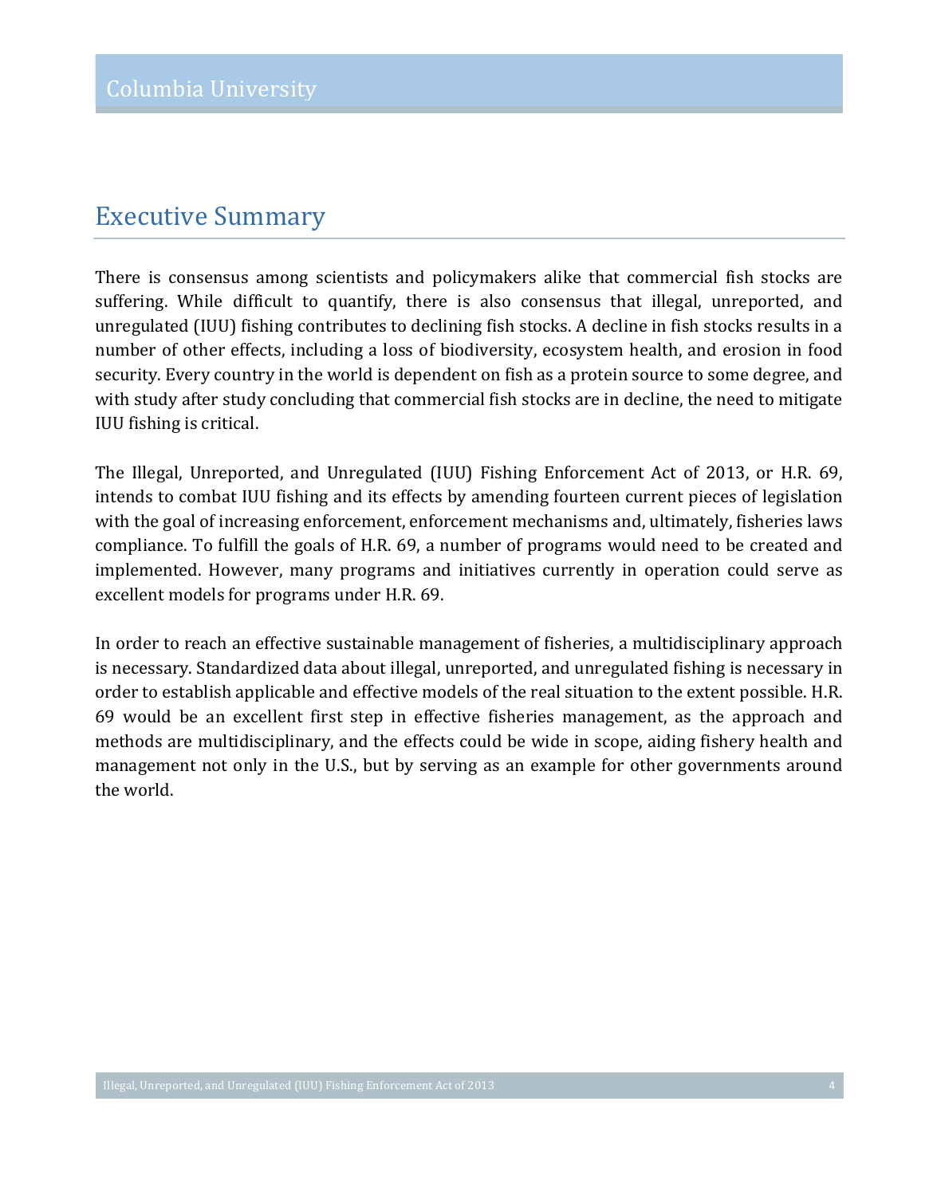# Executive Summary

There is consensus among scientists and policymakers alike that commercial fish stocks are suffering. While difficult to quantify, there is also consensus that illegal, unreported, and unregulated (IUU) fishing contributes to declining fish stocks. A decline in fish stocks results in a number of other effects, including a loss of biodiversity, ecosystem health, and erosion in food security. Every country in the world is dependent on fish as a protein source to some degree, and with study after study concluding that commercial fish stocks are in decline, the need to mitigate IUU fishing is critical.

The Illegal, Unreported, and Unregulated (IUU) Fishing Enforcement Act of 2013, or H.R. 69, intends to combat IUU fishing and its effects by amending fourteen current pieces of legislation with the goal of increasing enforcement, enforcement mechanisms and, ultimately, fisheries laws compliance. To fulfill the goals of H.R. 69, a number of programs would need to be created and implemented. However, many programs and initiatives currently in operation could serve as excellent models for programs under H.R. 69.

In order to reach an effective sustainable management of fisheries, a multidisciplinary approach is necessary. Standardized data about illegal, unreported, and unregulated fishing is necessary in order to establish applicable and effective models of the real situation to the extent possible. H.R. 69 would be an excellent first step in effective fisheries management, as the approach and methods are multidisciplinary, and the effects could be wide in scope, aiding fishery health and management not only in the U.S., but by serving as an example for other governments around the world.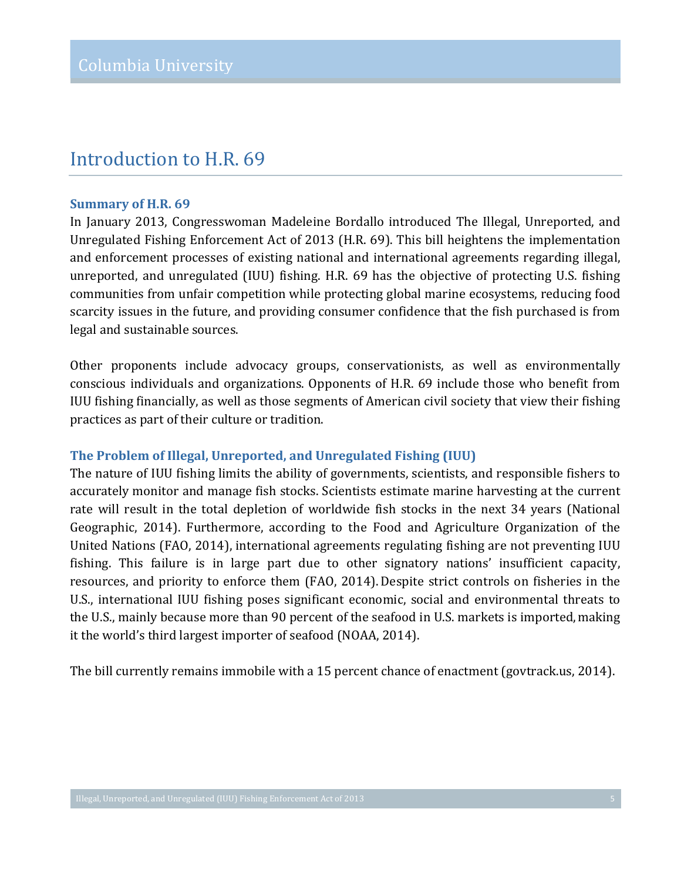# Introduction to H.R. 69

### Summary of H.R. 69

In January 2013, Congresswoman Madeleine Bordallo introduced The Illegal, Unreported, and Unregulated Fishing Enforcement Act of 2013 (H.R. 69). This bill heightens the implementation and enforcement processes of existing national and international agreements regarding illegal, unreported, and unregulated (IUU) fishing. H.R. 69 has the objective of protecting U.S. fishing communities from unfair competition while protecting global marine ecosystems, reducing food scarcity issues in the future, and providing consumer confidence that the fish purchased is from legal and sustainable sources.

Other proponents include advocacy groups, conservationists, as well as environmentally conscious individuals and organizations. Opponents of H.R. 69 include those who benefit from IUU fishing financially, as well as those segments of American civil society that view their fishing practices as part of their culture or tradition.

### The Problem of Illegal, Unreported, and Unregulated Fishing (IUU)

The nature of IUU fishing limits the ability of governments, scientists, and responsible fishers to accurately monitor and manage fish stocks. Scientists estimate marine harvesting at the current rate will result in the total depletion of worldwide fish stocks in the next 34 years (National Geographic, 2014). Furthermore, according to the Food and Agriculture Organization of the United Nations (FAO, 2014), international agreements regulating fishing are not preventing IUU fishing. This failure is in large part due to other signatory nations' insufficient capacity, resources, and priority to enforce them (FAO, 2014). Despite strict controls on fisheries in the U.S., international IUU fishing poses significant economic, social and environmental threats to the U.S., mainly because more than 90 percent of the seafood in U.S. markets is imported, making it the world's third largest importer of seafood (NOAA, 2014).

The bill currently remains immobile with a 15 percent chance of enactment (govtrack.us, 2014).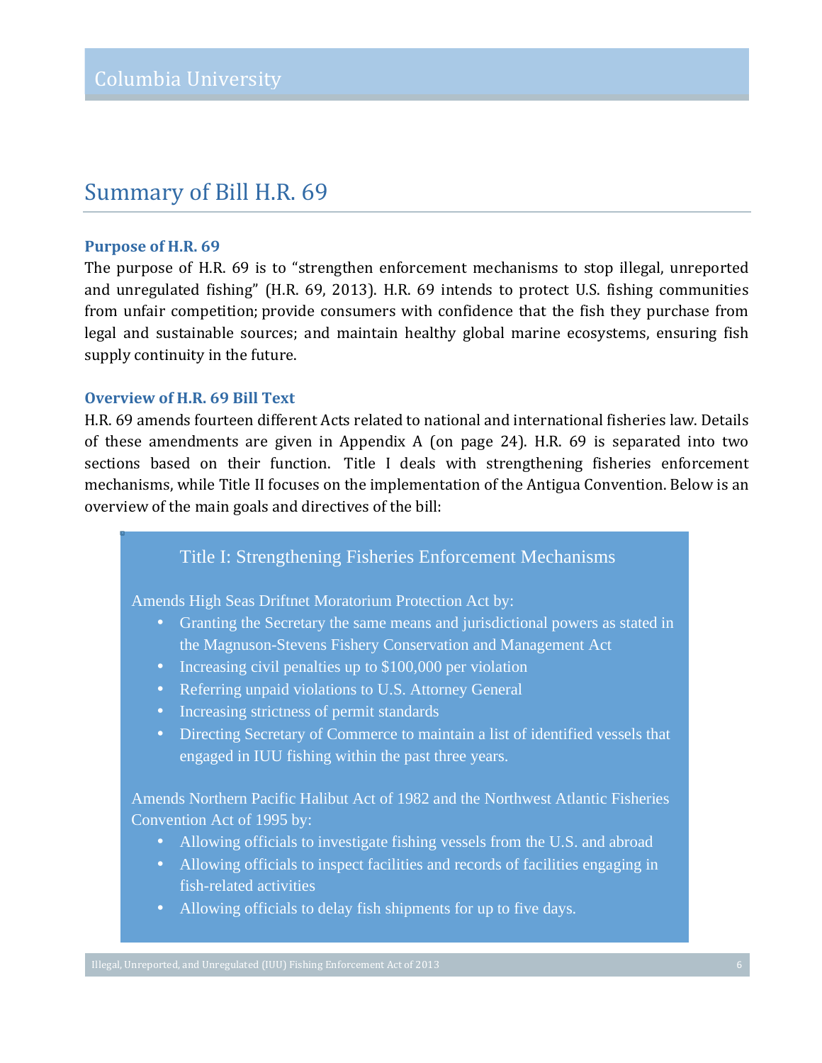## Summary of Bill H.R. 69

### Purpose of H.R. 69

The purpose of H.R. 69 is to "strengthen enforcement mechanisms to stop illegal, unreported and unregulated fishing" (H.R. 69, 2013). H.R. 69 intends to protect U.S. fishing communities from unfair competition; provide consumers with confidence that the fish they purchase from legal and sustainable sources; and maintain healthy global marine ecosystems, ensuring fish supply continuity in the future.

### Overview of H.R. 69 Bill Text

H.R. 69 amends fourteen different Acts related to national and international fisheries law. Details of these amendments are given in Appendix A (on page 24). H.R. 69 is separated into two sections based on their function. Title I deals with strengthening fisheries enforcement mechanisms, while Title II focuses on the implementation of the Antigua Convention. Below is an overview of the main goals and directives of the bill:

#### Title I: Strengthening Fisheries Enforcement Mechanisms

Amends High Seas Driftnet Moratorium Protection Act by:

- Granting the Secretary the same means and jurisdictional powers as stated in the Magnuson-Stevens Fishery Conservation and Management Act
- Increasing civil penalties up to $100,000 per violation
- Referring unpaid violations to U.S. Attorney General
- Increasing strictness of permit standards
- Directing Secretary of Commerce to maintain a list of identified vessels that engaged in IUU fishing within the past three years.

Amends Northern Pacific Halibut Act of 1982 and the Northwest Atlantic Fisheries Convention Act of 1995 by:

- Allowing officials to investigate fishing vessels from the U.S. and abroad
- Allowing officials to inspect facilities and records of facilities engaging in fish-related activities
- Allowing officials to delay fish shipments for up to five days.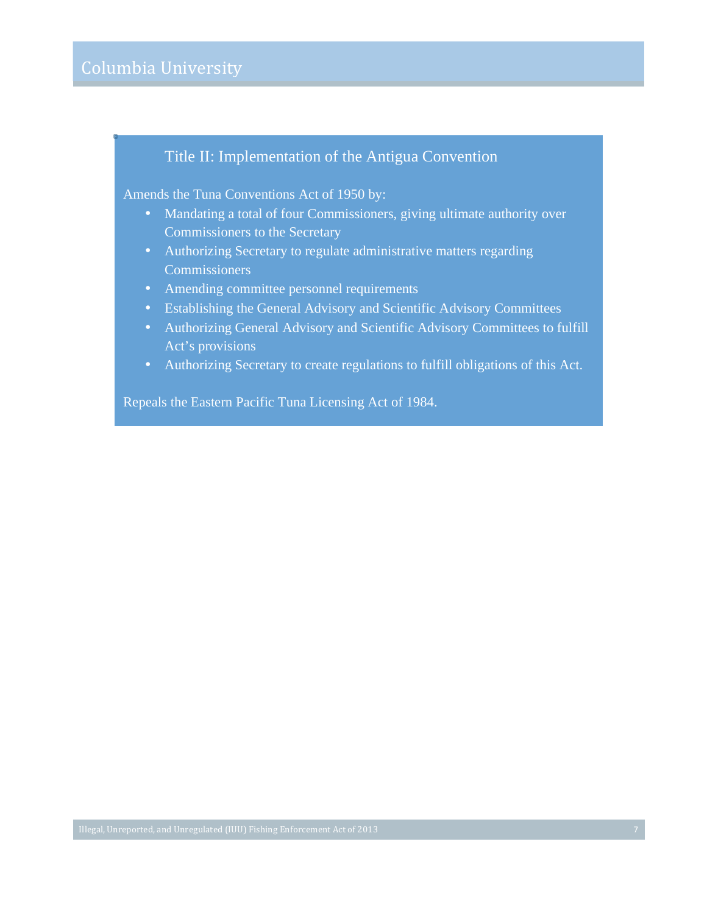## Title II: Implementation of the Antigua Convention

Amends the Tuna Conventions Act of 1950 by:

- Mandating a total of four Commissioners, giving ultimate authority over Commissioners to the Secretary
- Authorizing Secretary to regulate administrative matters regarding Commissioners
- Amending committee personnel requirements
- Establishing the General Advisory and Scientific Advisory Committees
- Authorizing General Advisory and Scientific Advisory Committees to fulfill Act's provisions
- Authorizing Secretary to create regulations to fulfill obligations of this Act.

Repeals the Eastern Pacific Tuna Licensing Act of 1984.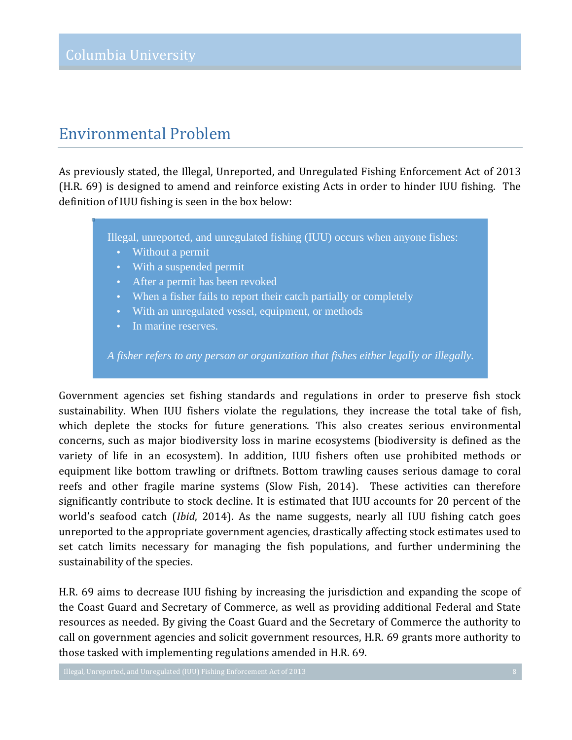## Environmental Problem

As previously stated, the Illegal, Unreported, and Unregulated Fishing Enforcement Act of 2013 (H.R. 69) is designed to amend and reinforce existing Acts in order to hinder IUU fishing. The definition of IUU fishing is seen in the box below:

> Illegal, unreported, and unregulated fishing (IUU) occurs when anyone fishes:
>
> - Without a permit
> - With a suspended permit
> - After a permit has been revoked
> - When a fisher fails to report their catch partially or completely
> - With an unregulated vessel, equipment, or methods
> - In marine reserves.
>
> *A fisher refers to any person or organization that fishes either legally or illegally.*

Government agencies set fishing standards and regulations in order to preserve fish stock sustainability. When IUU fishers violate the regulations, they increase the total take of fish, which deplete the stocks for future generations. This also creates serious environmental concerns, such as major biodiversity loss in marine ecosystems (biodiversity is defined as the variety of life in an ecosystem). In addition, IUU fishers often use prohibited methods or equipment like bottom trawling or driftnets. Bottom trawling causes serious damage to coral reefs and other fragile marine systems (Slow Fish, 2014). These activities can therefore significantly contribute to stock decline. It is estimated that IUU accounts for 20 percent of the world's seafood catch (*Ibid*, 2014). As the name suggests, nearly all IUU fishing catch goes unreported to the appropriate government agencies, drastically affecting stock estimates used to set catch limits necessary for managing the fish populations, and further undermining the sustainability of the species.

H.R. 69 aims to decrease IUU fishing by increasing the jurisdiction and expanding the scope of the Coast Guard and Secretary of Commerce, as well as providing additional Federal and State resources as needed. By giving the Coast Guard and the Secretary of Commerce the authority to call on government agencies and solicit government resources, H.R. 69 grants more authority to those tasked with implementing regulations amended in H.R. 69.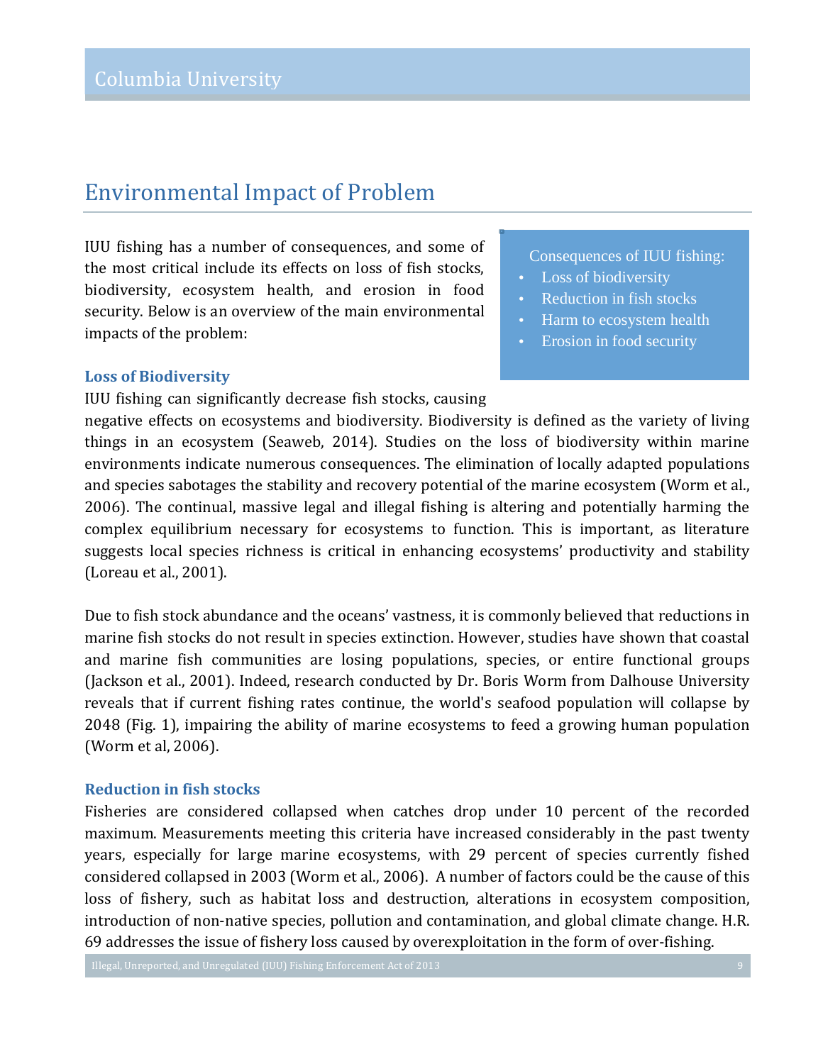## Environmental Impact of Problem

IUU fishing has a number of consequences, and some of the most critical include its effects on loss of fish stocks, biodiversity, ecosystem health, and erosion in food security. Below is an overview of the main environmental impacts of the problem:

> Consequences of IUU fishing:
> - Loss of biodiversity
> - Reduction in fish stocks
> - Harm to ecosystem health
> - Erosion in food security

### Loss of Biodiversity

IUU fishing can significantly decrease fish stocks, causing negative effects on ecosystems and biodiversity. Biodiversity is defined as the variety of living things in an ecosystem (Seaweb, 2014). Studies on the loss of biodiversity within marine environments indicate numerous consequences. The elimination of locally adapted populations and species sabotages the stability and recovery potential of the marine ecosystem (Worm et al., 2006). The continual, massive legal and illegal fishing is altering and potentially harming the complex equilibrium necessary for ecosystems to function. This is important, as literature suggests local species richness is critical in enhancing ecosystems' productivity and stability (Loreau et al., 2001).

Due to fish stock abundance and the oceans' vastness, it is commonly believed that reductions in marine fish stocks do not result in species extinction. However, studies have shown that coastal and marine fish communities are losing populations, species, or entire functional groups (Jackson et al., 2001). Indeed, research conducted by Dr. Boris Worm from Dalhouse University reveals that if current fishing rates continue, the world's seafood population will collapse by 2048 (Fig. 1), impairing the ability of marine ecosystems to feed a growing human population (Worm et al, 2006).

### Reduction in fish stocks

Fisheries are considered collapsed when catches drop under 10 percent of the recorded maximum. Measurements meeting this criteria have increased considerably in the past twenty years, especially for large marine ecosystems, with 29 percent of species currently fished considered collapsed in 2003 (Worm et al., 2006). A number of factors could be the cause of this loss of fishery, such as habitat loss and destruction, alterations in ecosystem composition, introduction of non-native species, pollution and contamination, and global climate change. H.R. 69 addresses the issue of fishery loss caused by overexploitation in the form of over-fishing.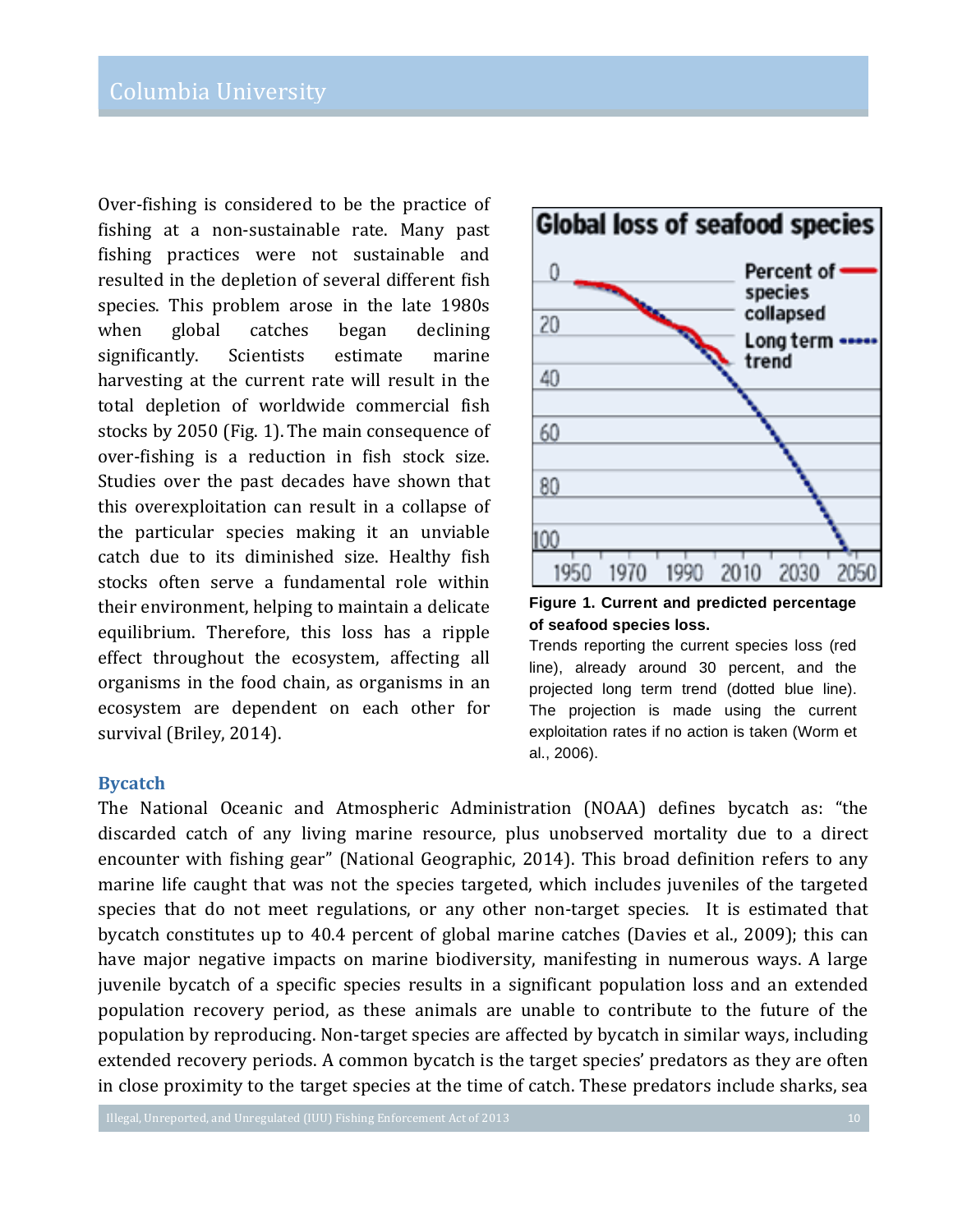Over-fishing is considered to be the practice of fishing at a non-sustainable rate. Many past fishing practices were not sustainable and resulted in the depletion of several different fish species. This problem arose in the late 1980s when global catches began declining significantly. Scientists estimate marine harvesting at the current rate will result in the total depletion of worldwide commercial fish stocks by 2050 (Fig. 1). The main consequence of over-fishing is a reduction in fish stock size. Studies over the past decades have shown that this overexploitation can result in a collapse of the particular species making it an unviable catch due to its diminished size. Healthy fish stocks often serve a fundamental role within their environment, helping to maintain a delicate equilibrium. Therefore, this loss has a ripple effect throughout the ecosystem, affecting all organisms in the food chain, as organisms in an ecosystem are dependent on each other for survival (Briley, 2014).

**Figure 1. Current and predicted percentage of seafood species loss.**
Trends reporting the current species loss (red line), already around 30 percent, and the projected long term trend (dotted blue line). The projection is made using the current exploitation rates if no action is taken (Worm et al., 2006).

## Bycatch

The National Oceanic and Atmospheric Administration (NOAA) defines bycatch as: "the discarded catch of any living marine resource, plus unobserved mortality due to a direct encounter with fishing gear" (National Geographic, 2014). This broad definition refers to any marine life caught that was not the species targeted, which includes juveniles of the targeted species that do not meet regulations, or any other non-target species. It is estimated that bycatch constitutes up to 40.4 percent of global marine catches (Davies et al., 2009); this can have major negative impacts on marine biodiversity, manifesting in numerous ways. A large juvenile bycatch of a specific species results in a significant population loss and an extended population recovery period, as these animals are unable to contribute to the future of the population by reproducing. Non-target species are affected by bycatch in similar ways, including extended recovery periods. A common bycatch is the target species' predators as they are often in close proximity to the target species at the time of catch. These predators include sharks, sea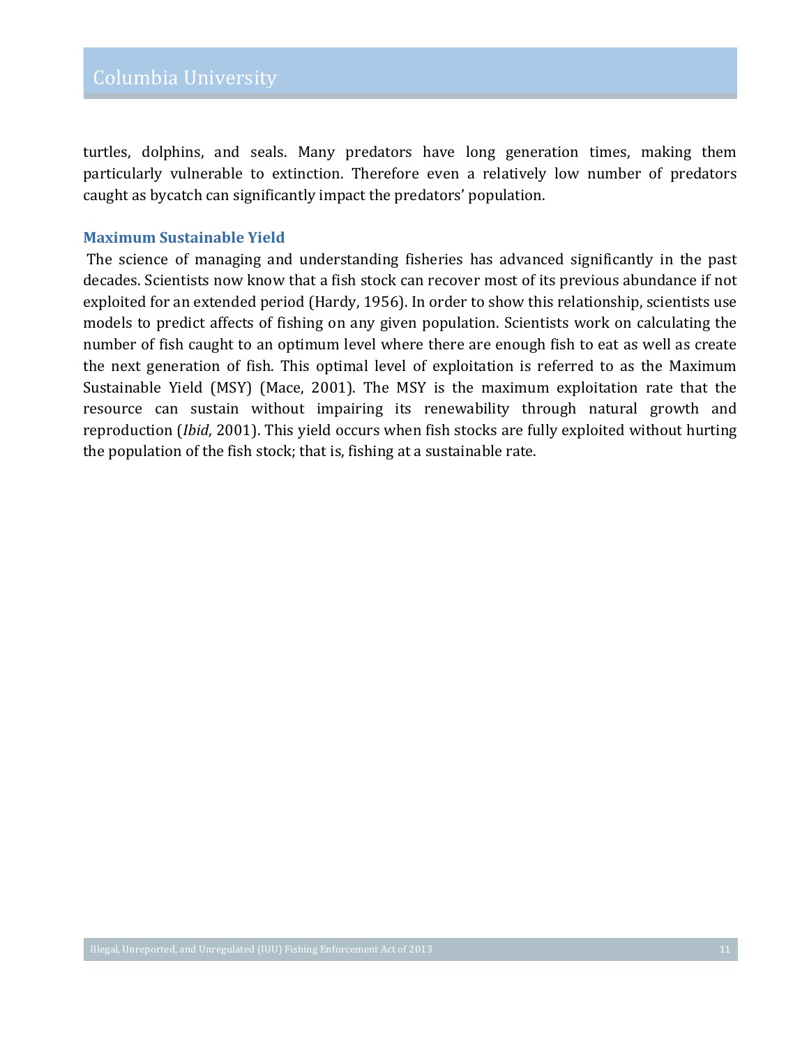turtles, dolphins, and seals. Many predators have long generation times, making them particularly vulnerable to extinction. Therefore even a relatively low number of predators caught as bycatch can significantly impact the predators' population.

### Maximum Sustainable Yield

The science of managing and understanding fisheries has advanced significantly in the past decades. Scientists now know that a fish stock can recover most of its previous abundance if not exploited for an extended period (Hardy, 1956). In order to show this relationship, scientists use models to predict affects of fishing on any given population. Scientists work on calculating the number of fish caught to an optimum level where there are enough fish to eat as well as create the next generation of fish. This optimal level of exploitation is referred to as the Maximum Sustainable Yield (MSY) (Mace, 2001). The MSY is the maximum exploitation rate that the resource can sustain without impairing its renewability through natural growth and reproduction (*Ibid*, 2001). This yield occurs when fish stocks are fully exploited without hurting the population of the fish stock; that is, fishing at a sustainable rate.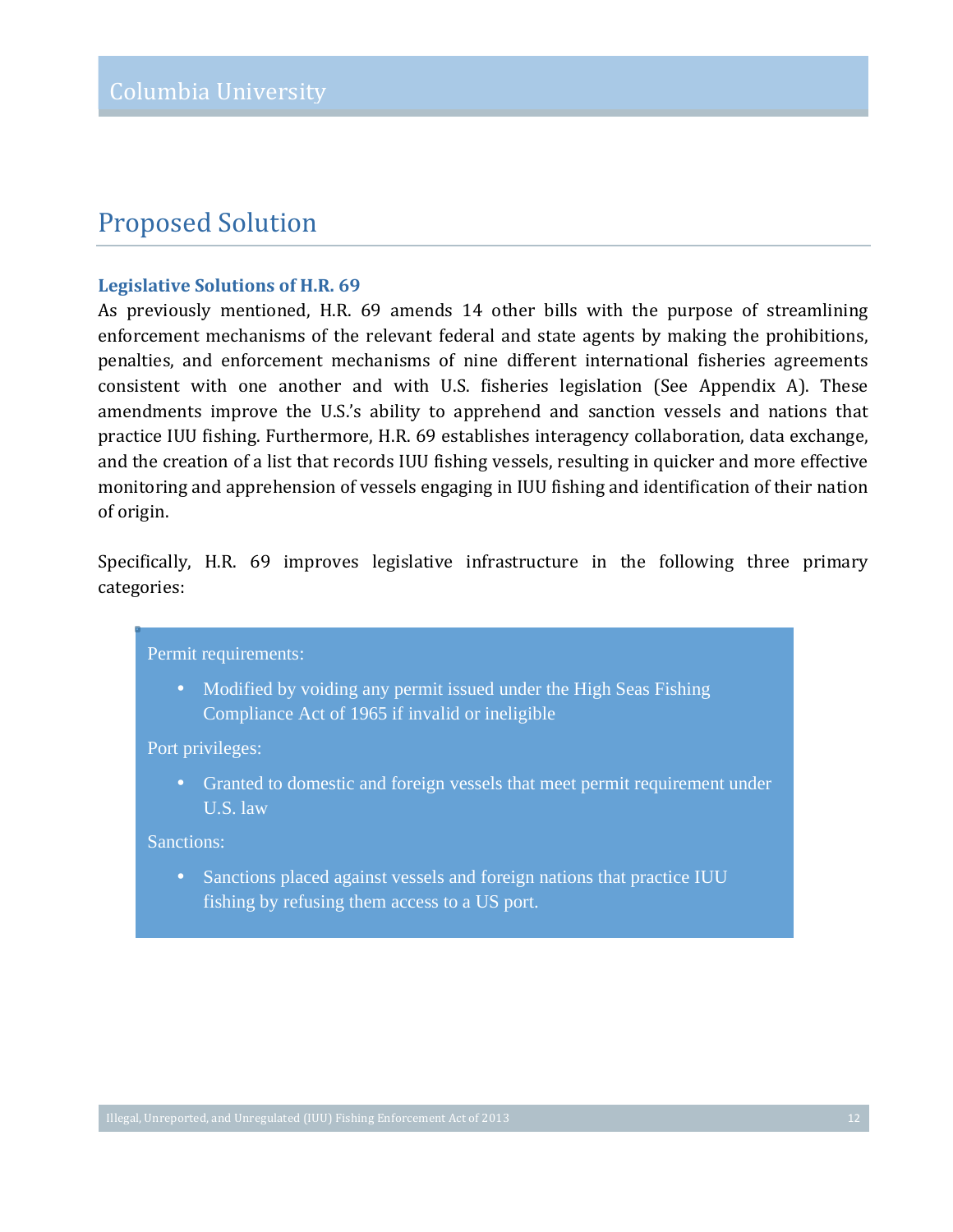## Proposed Solution

### Legislative Solutions of H.R. 69

As previously mentioned, H.R. 69 amends 14 other bills with the purpose of streamlining enforcement mechanisms of the relevant federal and state agents by making the prohibitions, penalties, and enforcement mechanisms of nine different international fisheries agreements consistent with one another and with U.S. fisheries legislation (See Appendix A). These amendments improve the U.S.'s ability to apprehend and sanction vessels and nations that practice IUU fishing. Furthermore, H.R. 69 establishes interagency collaboration, data exchange, and the creation of a list that records IUU fishing vessels, resulting in quicker and more effective monitoring and apprehension of vessels engaging in IUU fishing and identification of their nation of origin.

Specifically, H.R. 69 improves legislative infrastructure in the following three primary categories:

Permit requirements:

- Modified by voiding any permit issued under the High Seas Fishing Compliance Act of 1965 if invalid or ineligible

Port privileges:

- Granted to domestic and foreign vessels that meet permit requirement under U.S. law

Sanctions:

- Sanctions placed against vessels and foreign nations that practice IUU fishing by refusing them access to a US port.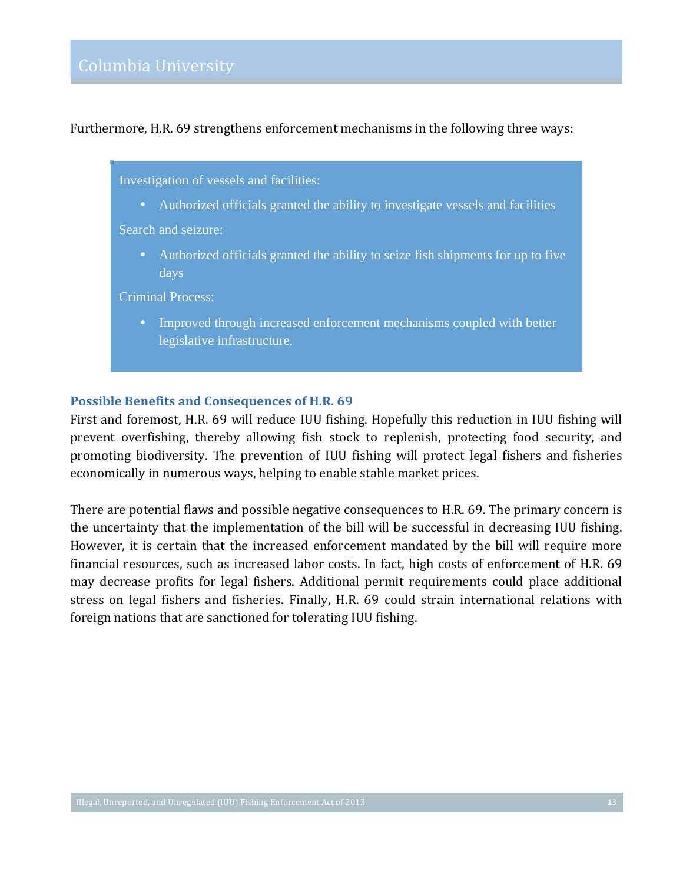Furthermore, H.R. 69 strengthens enforcement mechanisms in the following three ways:

Investigation of vessels and facilities:

- Authorized officials granted the ability to investigate vessels and facilities

Search and seizure:

- Authorized officials granted the ability to seize fish shipments for up to five days

Criminal Process:

- Improved through increased enforcement mechanisms coupled with better legislative infrastructure.

### Possible Benefits and Consequences of H.R. 69

First and foremost, H.R. 69 will reduce IUU fishing. Hopefully this reduction in IUU fishing will prevent overfishing, thereby allowing fish stock to replenish, protecting food security, and promoting biodiversity. The prevention of IUU fishing will protect legal fishers and fisheries economically in numerous ways, helping to enable stable market prices.

There are potential flaws and possible negative consequences to H.R. 69. The primary concern is the uncertainty that the implementation of the bill will be successful in decreasing IUU fishing. However, it is certain that the increased enforcement mandated by the bill will require more financial resources, such as increased labor costs. In fact, high costs of enforcement of H.R. 69 may decrease profits for legal fishers. Additional permit requirements could place additional stress on legal fishers and fisheries. Finally, H.R. 69 could strain international relations with foreign nations that are sanctioned for tolerating IUU fishing.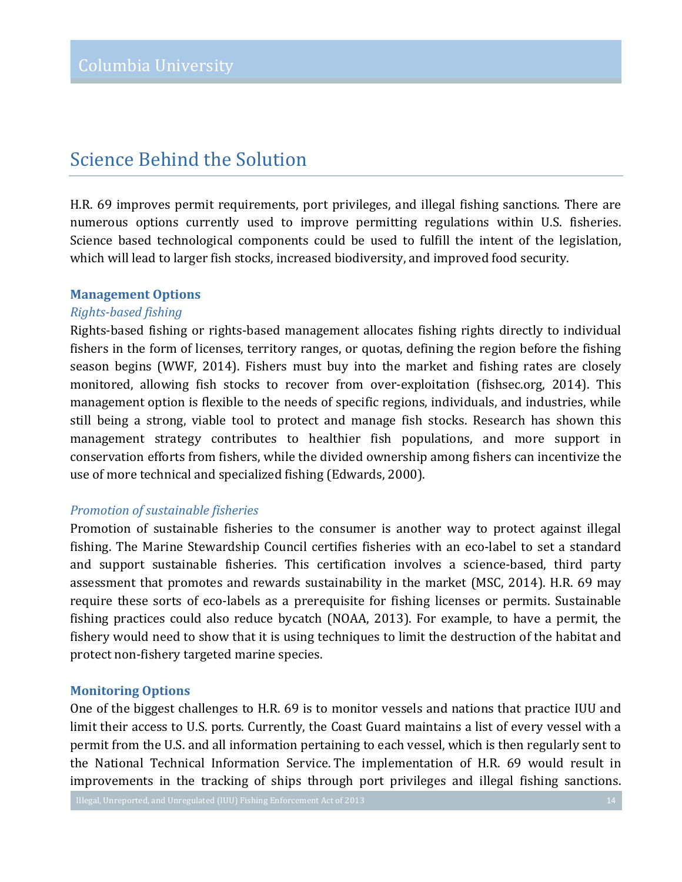# Science Behind the Solution

H.R. 69 improves permit requirements, port privileges, and illegal fishing sanctions. There are numerous options currently used to improve permitting regulations within U.S. fisheries. Science based technological components could be used to fulfill the intent of the legislation, which will lead to larger fish stocks, increased biodiversity, and improved food security.

### Management Options

*Rights-based fishing*

Rights-based fishing or rights-based management allocates fishing rights directly to individual fishers in the form of licenses, territory ranges, or quotas, defining the region before the fishing season begins (WWF, 2014). Fishers must buy into the market and fishing rates are closely monitored, allowing fish stocks to recover from over-exploitation (fishsec.org, 2014). This management option is flexible to the needs of specific regions, individuals, and industries, while still being a strong, viable tool to protect and manage fish stocks. Research has shown this management strategy contributes to healthier fish populations, and more support in conservation efforts from fishers, while the divided ownership among fishers can incentivize the use of more technical and specialized fishing (Edwards, 2000).

*Promotion of sustainable fisheries*

Promotion of sustainable fisheries to the consumer is another way to protect against illegal fishing. The Marine Stewardship Council certifies fisheries with an eco-label to set a standard and support sustainable fisheries. This certification involves a science-based, third party assessment that promotes and rewards sustainability in the market (MSC, 2014). H.R. 69 may require these sorts of eco-labels as a prerequisite for fishing licenses or permits. Sustainable fishing practices could also reduce bycatch (NOAA, 2013). For example, to have a permit, the fishery would need to show that it is using techniques to limit the destruction of the habitat and protect non-fishery targeted marine species.

### Monitoring Options

One of the biggest challenges to H.R. 69 is to monitor vessels and nations that practice IUU and limit their access to U.S. ports. Currently, the Coast Guard maintains a list of every vessel with a permit from the U.S. and all information pertaining to each vessel, which is then regularly sent to the National Technical Information Service. The implementation of H.R. 69 would result in improvements in the tracking of ships through port privileges and illegal fishing sanctions.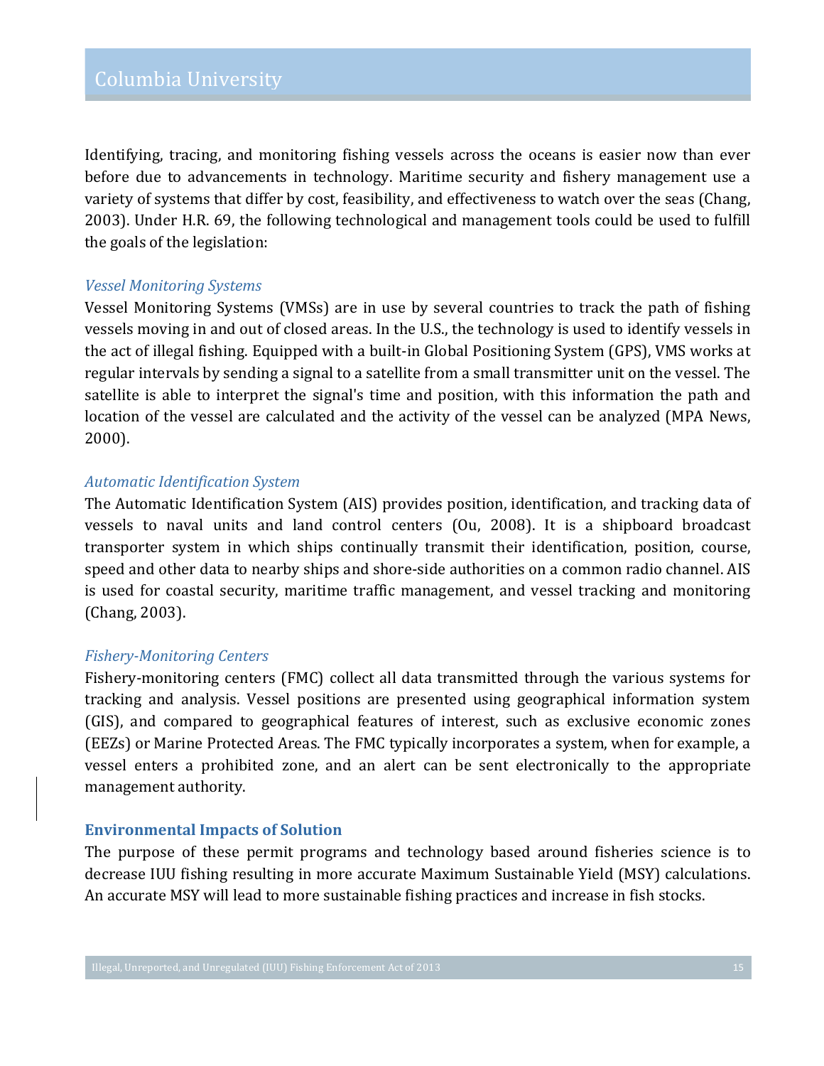Identifying, tracing, and monitoring fishing vessels across the oceans is easier now than ever before due to advancements in technology. Maritime security and fishery management use a variety of systems that differ by cost, feasibility, and effectiveness to watch over the seas (Chang, 2003). Under H.R. 69, the following technological and management tools could be used to fulfill the goals of the legislation:

### *Vessel Monitoring Systems*

Vessel Monitoring Systems (VMSs) are in use by several countries to track the path of fishing vessels moving in and out of closed areas. In the U.S., the technology is used to identify vessels in the act of illegal fishing. Equipped with a built-in Global Positioning System (GPS), VMS works at regular intervals by sending a signal to a satellite from a small transmitter unit on the vessel. The satellite is able to interpret the signal's time and position, with this information the path and location of the vessel are calculated and the activity of the vessel can be analyzed (MPA News, 2000).

### *Automatic Identification System*

The Automatic Identification System (AIS) provides position, identification, and tracking data of vessels to naval units and land control centers (Ou, 2008). It is a shipboard broadcast transporter system in which ships continually transmit their identification, position, course, speed and other data to nearby ships and shore-side authorities on a common radio channel. AIS is used for coastal security, maritime traffic management, and vessel tracking and monitoring (Chang, 2003).

### *Fishery-Monitoring Centers*

Fishery-monitoring centers (FMC) collect all data transmitted through the various systems for tracking and analysis. Vessel positions are presented using geographical information system (GIS), and compared to geographical features of interest, such as exclusive economic zones (EEZs) or Marine Protected Areas. The FMC typically incorporates a system, when for example, a vessel enters a prohibited zone, and an alert can be sent electronically to the appropriate management authority.

## Environmental Impacts of Solution

The purpose of these permit programs and technology based around fisheries science is to decrease IUU fishing resulting in more accurate Maximum Sustainable Yield (MSY) calculations. An accurate MSY will lead to more sustainable fishing practices and increase in fish stocks.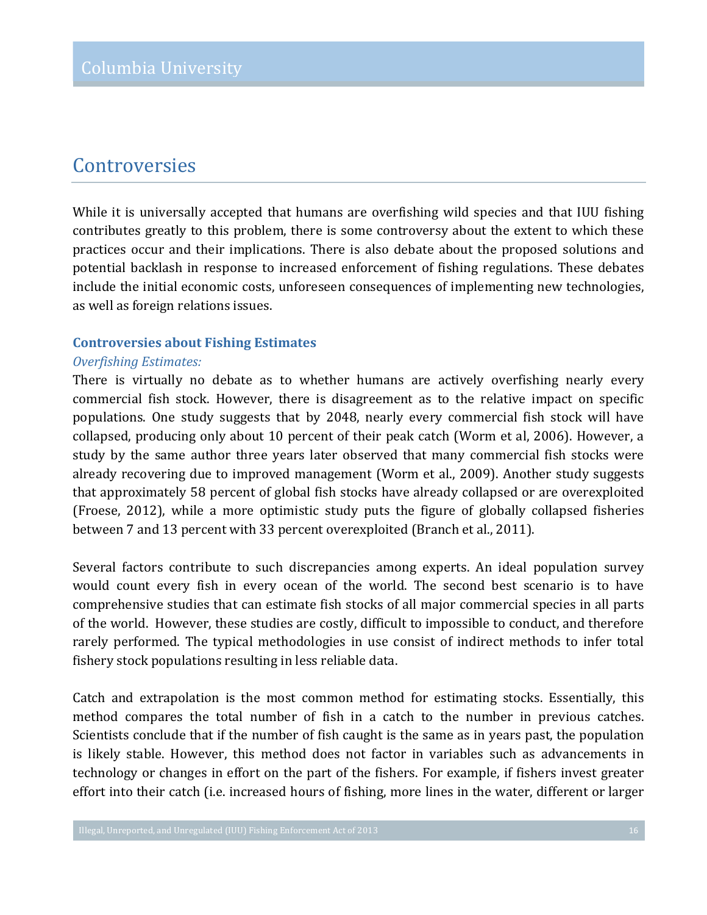# Controversies

While it is universally accepted that humans are overfishing wild species and that IUU fishing contributes greatly to this problem, there is some controversy about the extent to which these practices occur and their implications. There is also debate about the proposed solutions and potential backlash in response to increased enforcement of fishing regulations. These debates include the initial economic costs, unforeseen consequences of implementing new technologies, as well as foreign relations issues.

### Controversies about Fishing Estimates

*Overfishing Estimates:*

There is virtually no debate as to whether humans are actively overfishing nearly every commercial fish stock. However, there is disagreement as to the relative impact on specific populations. One study suggests that by 2048, nearly every commercial fish stock will have collapsed, producing only about 10 percent of their peak catch (Worm et al, 2006). However, a study by the same author three years later observed that many commercial fish stocks were already recovering due to improved management (Worm et al., 2009). Another study suggests that approximately 58 percent of global fish stocks have already collapsed or are overexploited (Froese, 2012), while a more optimistic study puts the figure of globally collapsed fisheries between 7 and 13 percent with 33 percent overexploited (Branch et al., 2011).

Several factors contribute to such discrepancies among experts. An ideal population survey would count every fish in every ocean of the world. The second best scenario is to have comprehensive studies that can estimate fish stocks of all major commercial species in all parts of the world. However, these studies are costly, difficult to impossible to conduct, and therefore rarely performed. The typical methodologies in use consist of indirect methods to infer total fishery stock populations resulting in less reliable data.

Catch and extrapolation is the most common method for estimating stocks. Essentially, this method compares the total number of fish in a catch to the number in previous catches. Scientists conclude that if the number of fish caught is the same as in years past, the population is likely stable. However, this method does not factor in variables such as advancements in technology or changes in effort on the part of the fishers. For example, if fishers invest greater effort into their catch (i.e. increased hours of fishing, more lines in the water, different or larger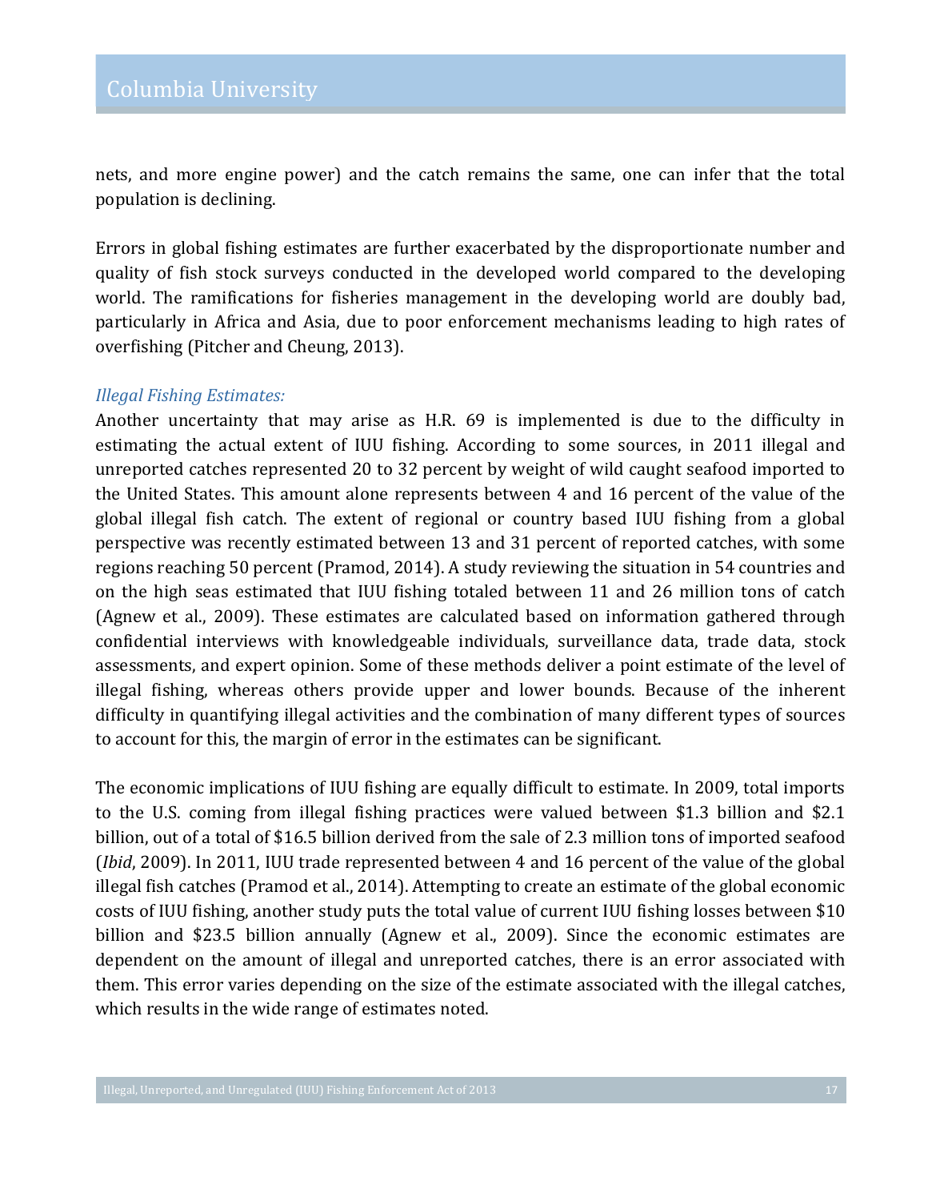nets, and more engine power) and the catch remains the same, one can infer that the total population is declining.

Errors in global fishing estimates are further exacerbated by the disproportionate number and quality of fish stock surveys conducted in the developed world compared to the developing world. The ramifications for fisheries management in the developing world are doubly bad, particularly in Africa and Asia, due to poor enforcement mechanisms leading to high rates of overfishing (Pitcher and Cheung, 2013).

*Illegal Fishing Estimates:*

Another uncertainty that may arise as H.R. 69 is implemented is due to the difficulty in estimating the actual extent of IUU fishing. According to some sources, in 2011 illegal and unreported catches represented 20 to 32 percent by weight of wild caught seafood imported to the United States. This amount alone represents between 4 and 16 percent of the value of the global illegal fish catch. The extent of regional or country based IUU fishing from a global perspective was recently estimated between 13 and 31 percent of reported catches, with some regions reaching 50 percent (Pramod, 2014). A study reviewing the situation in 54 countries and on the high seas estimated that IUU fishing totaled between 11 and 26 million tons of catch (Agnew et al., 2009). These estimates are calculated based on information gathered through confidential interviews with knowledgeable individuals, surveillance data, trade data, stock assessments, and expert opinion. Some of these methods deliver a point estimate of the level of illegal fishing, whereas others provide upper and lower bounds. Because of the inherent difficulty in quantifying illegal activities and the combination of many different types of sources to account for this, the margin of error in the estimates can be significant.

The economic implications of IUU fishing are equally difficult to estimate. In 2009, total imports to the U.S. coming from illegal fishing practices were valued between \$1.3 billion and \$2.1 billion, out of a total of \$16.5 billion derived from the sale of 2.3 million tons of imported seafood (*Ibid*, 2009). In 2011, IUU trade represented between 4 and 16 percent of the value of the global illegal fish catches (Pramod et al., 2014). Attempting to create an estimate of the global economic costs of IUU fishing, another study puts the total value of current IUU fishing losses between \$10 billion and \$23.5 billion annually (Agnew et al., 2009). Since the economic estimates are dependent on the amount of illegal and unreported catches, there is an error associated with them. This error varies depending on the size of the estimate associated with the illegal catches, which results in the wide range of estimates noted.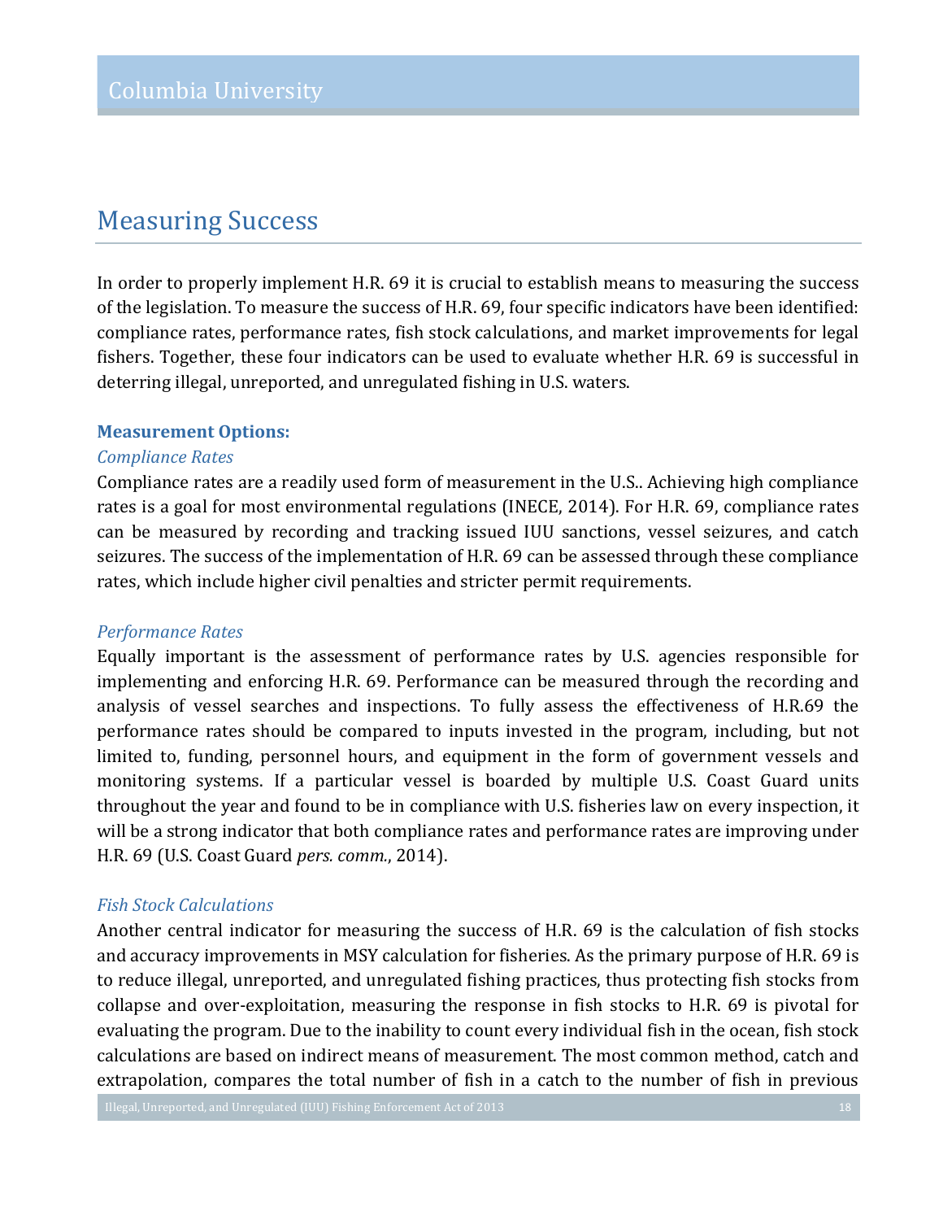# Measuring Success

In order to properly implement H.R. 69 it is crucial to establish means to measuring the success of the legislation. To measure the success of H.R. 69, four specific indicators have been identified: compliance rates, performance rates, fish stock calculations, and market improvements for legal fishers. Together, these four indicators can be used to evaluate whether H.R. 69 is successful in deterring illegal, unreported, and unregulated fishing in U.S. waters.

**Measurement Options:**

*Compliance Rates*

Compliance rates are a readily used form of measurement in the U.S.. Achieving high compliance rates is a goal for most environmental regulations (INECE, 2014). For H.R. 69, compliance rates can be measured by recording and tracking issued IUU sanctions, vessel seizures, and catch seizures. The success of the implementation of H.R. 69 can be assessed through these compliance rates, which include higher civil penalties and stricter permit requirements.

*Performance Rates*

Equally important is the assessment of performance rates by U.S. agencies responsible for implementing and enforcing H.R. 69. Performance can be measured through the recording and analysis of vessel searches and inspections. To fully assess the effectiveness of H.R.69 the performance rates should be compared to inputs invested in the program, including, but not limited to, funding, personnel hours, and equipment in the form of government vessels and monitoring systems. If a particular vessel is boarded by multiple U.S. Coast Guard units throughout the year and found to be in compliance with U.S. fisheries law on every inspection, it will be a strong indicator that both compliance rates and performance rates are improving under H.R. 69 (U.S. Coast Guard *pers. comm.*, 2014).

*Fish Stock Calculations*

Another central indicator for measuring the success of H.R. 69 is the calculation of fish stocks and accuracy improvements in MSY calculation for fisheries. As the primary purpose of H.R. 69 is to reduce illegal, unreported, and unregulated fishing practices, thus protecting fish stocks from collapse and over-exploitation, measuring the response in fish stocks to H.R. 69 is pivotal for evaluating the program. Due to the inability to count every individual fish in the ocean, fish stock calculations are based on indirect means of measurement. The most common method, catch and extrapolation, compares the total number of fish in a catch to the number of fish in previous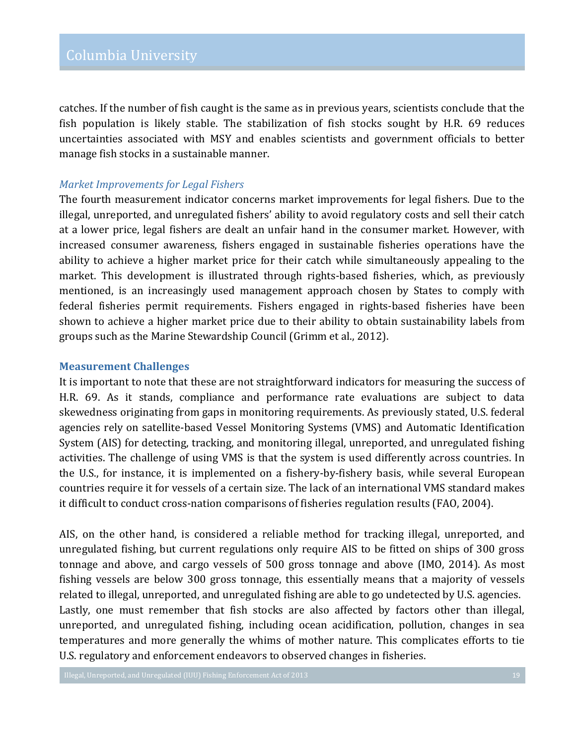catches. If the number of fish caught is the same as in previous years, scientists conclude that the fish population is likely stable. The stabilization of fish stocks sought by H.R. 69 reduces uncertainties associated with MSY and enables scientists and government officials to better manage fish stocks in a sustainable manner.

### *Market Improvements for Legal Fishers*

The fourth measurement indicator concerns market improvements for legal fishers. Due to the illegal, unreported, and unregulated fishers' ability to avoid regulatory costs and sell their catch at a lower price, legal fishers are dealt an unfair hand in the consumer market. However, with increased consumer awareness, fishers engaged in sustainable fisheries operations have the ability to achieve a higher market price for their catch while simultaneously appealing to the market. This development is illustrated through rights-based fisheries, which, as previously mentioned, is an increasingly used management approach chosen by States to comply with federal fisheries permit requirements. Fishers engaged in rights-based fisheries have been shown to achieve a higher market price due to their ability to obtain sustainability labels from groups such as the Marine Stewardship Council (Grimm et al., 2012).

## Measurement Challenges

It is important to note that these are not straightforward indicators for measuring the success of H.R. 69. As it stands, compliance and performance rate evaluations are subject to data skewedness originating from gaps in monitoring requirements. As previously stated, U.S. federal agencies rely on satellite-based Vessel Monitoring Systems (VMS) and Automatic Identification System (AIS) for detecting, tracking, and monitoring illegal, unreported, and unregulated fishing activities. The challenge of using VMS is that the system is used differently across countries. In the U.S., for instance, it is implemented on a fishery-by-fishery basis, while several European countries require it for vessels of a certain size. The lack of an international VMS standard makes it difficult to conduct cross-nation comparisons of fisheries regulation results (FAO, 2004).

AIS, on the other hand, is considered a reliable method for tracking illegal, unreported, and unregulated fishing, but current regulations only require AIS to be fitted on ships of 300 gross tonnage and above, and cargo vessels of 500 gross tonnage and above (IMO, 2014). As most fishing vessels are below 300 gross tonnage, this essentially means that a majority of vessels related to illegal, unreported, and unregulated fishing are able to go undetected by U.S. agencies. Lastly, one must remember that fish stocks are also affected by factors other than illegal, unreported, and unregulated fishing, including ocean acidification, pollution, changes in sea temperatures and more generally the whims of mother nature. This complicates efforts to tie U.S. regulatory and enforcement endeavors to observed changes in fisheries.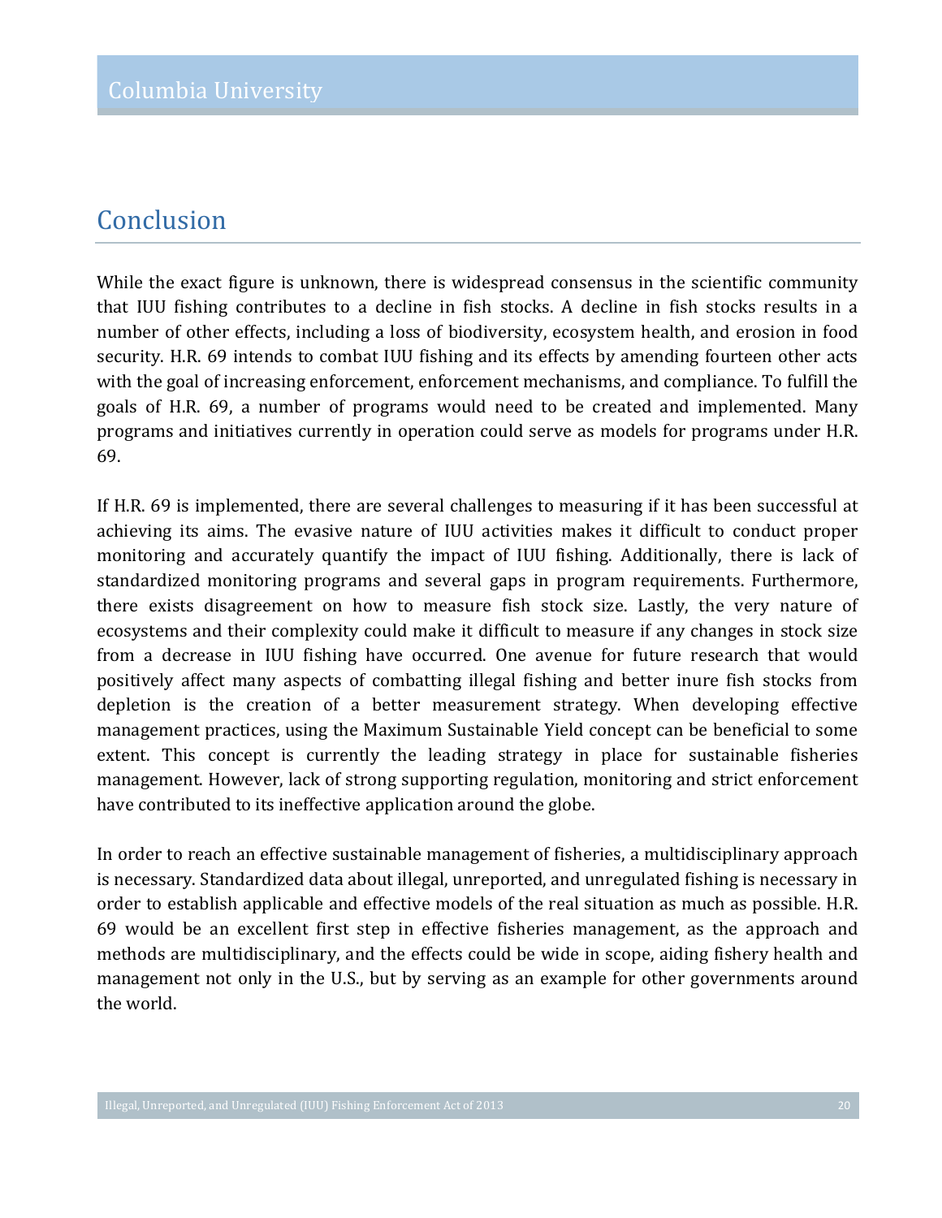# Conclusion

While the exact figure is unknown, there is widespread consensus in the scientific community that IUU fishing contributes to a decline in fish stocks. A decline in fish stocks results in a number of other effects, including a loss of biodiversity, ecosystem health, and erosion in food security. H.R. 69 intends to combat IUU fishing and its effects by amending fourteen other acts with the goal of increasing enforcement, enforcement mechanisms, and compliance. To fulfill the goals of H.R. 69, a number of programs would need to be created and implemented. Many programs and initiatives currently in operation could serve as models for programs under H.R. 69.

If H.R. 69 is implemented, there are several challenges to measuring if it has been successful at achieving its aims. The evasive nature of IUU activities makes it difficult to conduct proper monitoring and accurately quantify the impact of IUU fishing. Additionally, there is lack of standardized monitoring programs and several gaps in program requirements. Furthermore, there exists disagreement on how to measure fish stock size. Lastly, the very nature of ecosystems and their complexity could make it difficult to measure if any changes in stock size from a decrease in IUU fishing have occurred. One avenue for future research that would positively affect many aspects of combatting illegal fishing and better inure fish stocks from depletion is the creation of a better measurement strategy. When developing effective management practices, using the Maximum Sustainable Yield concept can be beneficial to some extent. This concept is currently the leading strategy in place for sustainable fisheries management. However, lack of strong supporting regulation, monitoring and strict enforcement have contributed to its ineffective application around the globe.

In order to reach an effective sustainable management of fisheries, a multidisciplinary approach is necessary. Standardized data about illegal, unreported, and unregulated fishing is necessary in order to establish applicable and effective models of the real situation as much as possible. H.R. 69 would be an excellent first step in effective fisheries management, as the approach and methods are multidisciplinary, and the effects could be wide in scope, aiding fishery health and management not only in the U.S., but by serving as an example for other governments around the world.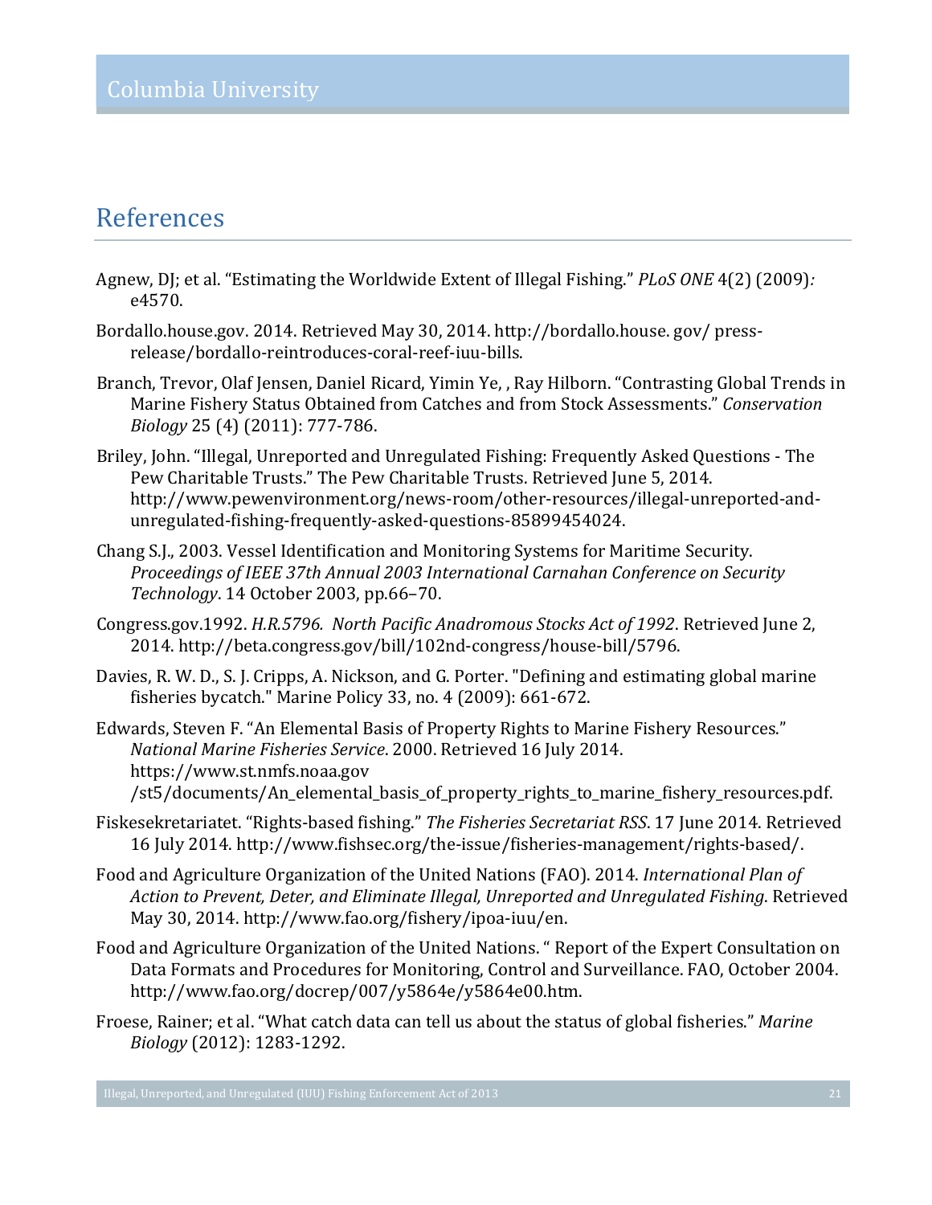## References

Agnew, DJ; et al. "Estimating the Worldwide Extent of Illegal Fishing." *PLoS ONE* 4(2) (2009)*:* e4570.

Bordallo.house.gov. 2014. Retrieved May 30, 2014. http://bordallo.house. gov/ press-release/bordallo-reintroduces-coral-reef-iuu-bills.

Branch, Trevor, Olaf Jensen, Daniel Ricard, Yimin Ye, , Ray Hilborn. "Contrasting Global Trends in Marine Fishery Status Obtained from Catches and from Stock Assessments." *Conservation Biology* 25 (4) (2011): 777-786.

Briley, John. "Illegal, Unreported and Unregulated Fishing: Frequently Asked Questions - The Pew Charitable Trusts." The Pew Charitable Trusts. Retrieved June 5, 2014. http://www.pewenvironment.org/news-room/other-resources/illegal-unreported-and-unregulated-fishing-frequently-asked-questions-85899454024.

Chang S.J., 2003. Vessel Identification and Monitoring Systems for Maritime Security. *Proceedings of IEEE 37th Annual 2003 International Carnahan Conference on Security Technology*. 14 October 2003, pp.66–70.

Congress.gov.1992. *H.R.5796. North Pacific Anadromous Stocks Act of 1992*. Retrieved June 2, 2014. http://beta.congress.gov/bill/102nd-congress/house-bill/5796.

Davies, R. W. D., S. J. Cripps, A. Nickson, and G. Porter. "Defining and estimating global marine fisheries bycatch." Marine Policy 33, no. 4 (2009): 661-672.

Edwards, Steven F. "An Elemental Basis of Property Rights to Marine Fishery Resources." *National Marine Fisheries Service*. 2000. Retrieved 16 July 2014. https://www.st.nmfs.noaa.gov /st5/documents/An_elemental_basis_of_property_rights_to_marine_fishery_resources.pdf.

Fiskesekretariatet. "Rights-based fishing." *The Fisheries Secretariat RSS*. 17 June 2014. Retrieved 16 July 2014. http://www.fishsec.org/the-issue/fisheries-management/rights-based/.

Food and Agriculture Organization of the United Nations (FAO). 2014. *International Plan of Action to Prevent, Deter, and Eliminate Illegal, Unreported and Unregulated Fishing*. Retrieved May 30, 2014. http://www.fao.org/fishery/ipoa-iuu/en.

Food and Agriculture Organization of the United Nations. " Report of the Expert Consultation on Data Formats and Procedures for Monitoring, Control and Surveillance. FAO, October 2004. http://www.fao.org/docrep/007/y5864e/y5864e00.htm.

Froese, Rainer; et al. "What catch data can tell us about the status of global fisheries." *Marine Biology* (2012): 1283-1292.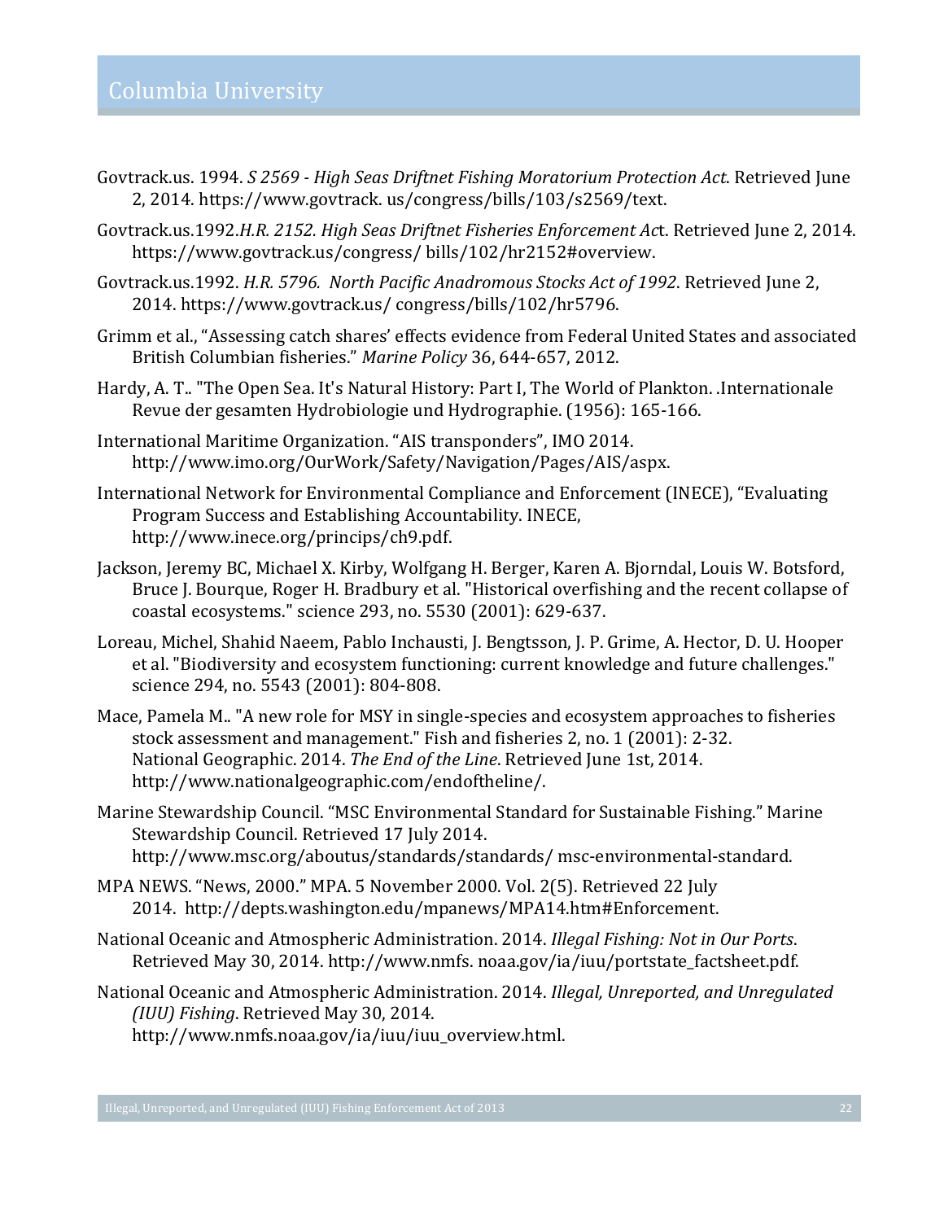Govtrack.us. 1994. *S 2569 - High Seas Driftnet Fishing Moratorium Protection Act*. Retrieved June 2, 2014. https://www.govtrack. us/congress/bills/103/s2569/text.

Govtrack.us.1992.*H.R. 2152. High Seas Driftnet Fisheries Enforcement Ac*t. Retrieved June 2, 2014. https://www.govtrack.us/congress/ bills/102/hr2152#overview.

Govtrack.us.1992. *H.R. 5796. North Pacific Anadromous Stocks Act of 1992*. Retrieved June 2, 2014. https://www.govtrack.us/ congress/bills/102/hr5796.

Grimm et al., "Assessing catch shares' effects evidence from Federal United States and associated British Columbian fisheries." *Marine Policy* 36, 644-657, 2012.

Hardy, A. T.. "The Open Sea. It's Natural History: Part I, The World of Plankton. .Internationale Revue der gesamten Hydrobiologie und Hydrographie. (1956): 165-166.

International Maritime Organization. "AIS transponders", IMO 2014. http://www.imo.org/OurWork/Safety/Navigation/Pages/AIS/aspx.

International Network for Environmental Compliance and Enforcement (INECE), "Evaluating Program Success and Establishing Accountability. INECE, http://www.inece.org/princips/ch9.pdf.

Jackson, Jeremy BC, Michael X. Kirby, Wolfgang H. Berger, Karen A. Bjorndal, Louis W. Botsford, Bruce J. Bourque, Roger H. Bradbury et al. "Historical overfishing and the recent collapse of coastal ecosystems." science 293, no. 5530 (2001): 629-637.

Loreau, Michel, Shahid Naeem, Pablo Inchausti, J. Bengtsson, J. P. Grime, A. Hector, D. U. Hooper et al. "Biodiversity and ecosystem functioning: current knowledge and future challenges." science 294, no. 5543 (2001): 804-808.

Mace, Pamela M.. "A new role for MSY in single-species and ecosystem approaches to fisheries stock assessment and management." Fish and fisheries 2, no. 1 (2001): 2-32. National Geographic. 2014. *The End of the Line*. Retrieved June 1st, 2014. http://www.nationalgeographic.com/endoftheline/.

Marine Stewardship Council. "MSC Environmental Standard for Sustainable Fishing." Marine Stewardship Council. Retrieved 17 July 2014. http://www.msc.org/aboutus/standards/standards/ msc-environmental-standard.

MPA NEWS. "News, 2000." MPA. 5 November 2000. Vol. 2(5). Retrieved 22 July 2014. http://depts.washington.edu/mpanews/MPA14.htm#Enforcement.

National Oceanic and Atmospheric Administration. 2014. *Illegal Fishing: Not in Our Ports*. Retrieved May 30, 2014. http://www.nmfs. noaa.gov/ia/iuu/portstate_factsheet.pdf.

National Oceanic and Atmospheric Administration. 2014. *Illegal, Unreported, and Unregulated (IUU) Fishing*. Retrieved May 30, 2014. http://www.nmfs.noaa.gov/ia/iuu/iuu_overview.html.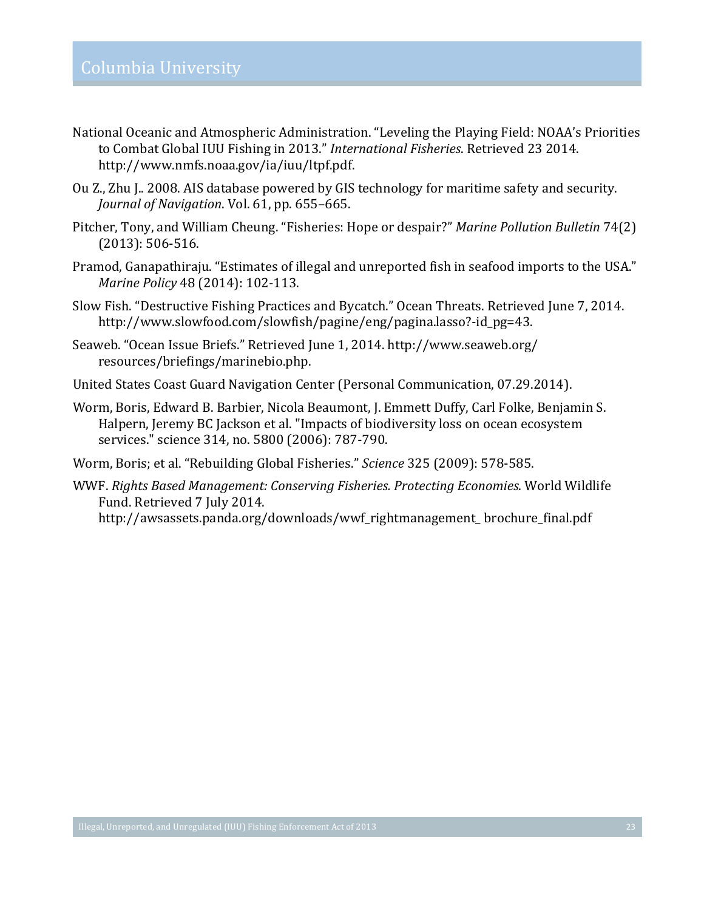National Oceanic and Atmospheric Administration. "Leveling the Playing Field: NOAA's Priorities to Combat Global IUU Fishing in 2013." *International Fisheries*. Retrieved 23 2014. http://www.nmfs.noaa.gov/ia/iuu/ltpf.pdf.

Ou Z., Zhu J.. 2008. AIS database powered by GIS technology for maritime safety and security. *Journal of Navigation*. Vol. 61, pp. 655–665.

Pitcher, Tony, and William Cheung. "Fisheries: Hope or despair?" *Marine Pollution Bulletin* 74(2) (2013): 506-516.

Pramod, Ganapathiraju. "Estimates of illegal and unreported fish in seafood imports to the USA." *Marine Policy* 48 (2014): 102-113.

Slow Fish. "Destructive Fishing Practices and Bycatch." Ocean Threats. Retrieved June 7, 2014. http://www.slowfood.com/slowfish/pagine/eng/pagina.lasso?-id_pg=43.

Seaweb. "Ocean Issue Briefs." Retrieved June 1, 2014. http://www.seaweb.org/resources/briefings/marinebio.php.

United States Coast Guard Navigation Center (Personal Communication, 07.29.2014).

Worm, Boris, Edward B. Barbier, Nicola Beaumont, J. Emmett Duffy, Carl Folke, Benjamin S. Halpern, Jeremy BC Jackson et al. "Impacts of biodiversity loss on ocean ecosystem services." science 314, no. 5800 (2006): 787-790.

Worm, Boris; et al. "Rebuilding Global Fisheries." *Science* 325 (2009): 578-585.

WWF. *Rights Based Management: Conserving Fisheries. Protecting Economies*. World Wildlife Fund. Retrieved 7 July 2014. http://awsassets.panda.org/downloads/wwf_rightmanagement_ brochure_final.pdf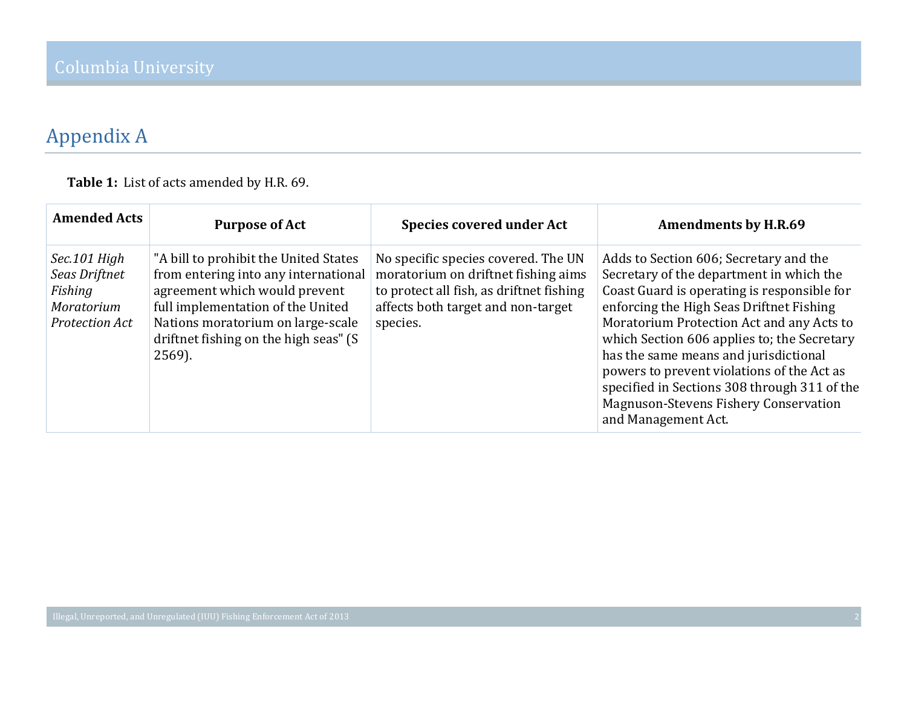# Appendix A

**Table 1:** List of acts amended by H.R. 69.

| Amended Acts | Purpose of Act | Species covered under Act | Amendments by H.R.69 |
|---|---|---|---|
| *Sec.101 High Seas Driftnet Fishing Moratorium Protection Act* | "A bill to prohibit the United States from entering into any international agreement which would prevent full implementation of the United Nations moratorium on large-scale driftnet fishing on the high seas" (S 2569). | No specific species covered. The UN moratorium on driftnet fishing aims to protect all fish, as driftnet fishing affects both target and non-target species. | Adds to Section 606; Secretary and the Secretary of the department in which the Coast Guard is operating is responsible for enforcing the High Seas Driftnet Fishing Moratorium Protection Act and any Acts to which Section 606 applies to; the Secretary has the same means and jurisdictional powers to prevent violations of the Act as specified in Sections 308 through 311 of the Magnuson-Stevens Fishery Conservation and Management Act. |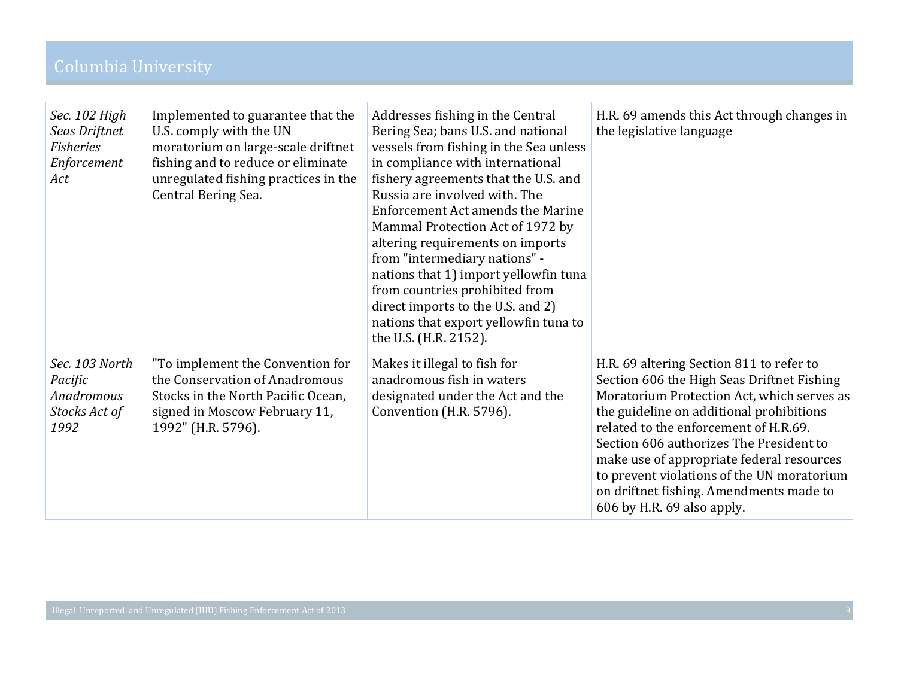| | | | |
|---|---|---|---|
| *Sec. 102 High Seas Driftnet Fisheries Enforcement Act* | Implemented to guarantee that the U.S. comply with the UN moratorium on large-scale driftnet fishing and to reduce or eliminate unregulated fishing practices in the Central Bering Sea. | Addresses fishing in the Central Bering Sea; bans U.S. and national vessels from fishing in the Sea unless in compliance with international fishery agreements that the U.S. and Russia are involved with. The Enforcement Act amends the Marine Mammal Protection Act of 1972 by altering requirements on imports from "intermediary nations" - nations that 1) import yellowfin tuna from countries prohibited from direct imports to the U.S. and 2) nations that export yellowfin tuna to the U.S. (H.R. 2152). | H.R. 69 amends this Act through changes in the legislative language |
| *Sec. 103 North Pacific Anadromous Stocks Act of 1992* | "To implement the Convention for the Conservation of Anadromous Stocks in the North Pacific Ocean, signed in Moscow February 11, 1992" (H.R. 5796). | Makes it illegal to fish for anadromous fish in waters designated under the Act and the Convention (H.R. 5796). | H.R. 69 altering Section 811 to refer to Section 606 the High Seas Driftnet Fishing Moratorium Protection Act, which serves as the guideline on additional prohibitions related to the enforcement of H.R.69. Section 606 authorizes The President to make use of appropriate federal resources to prevent violations of the UN moratorium on driftnet fishing. Amendments made to 606 by H.R. 69 also apply. |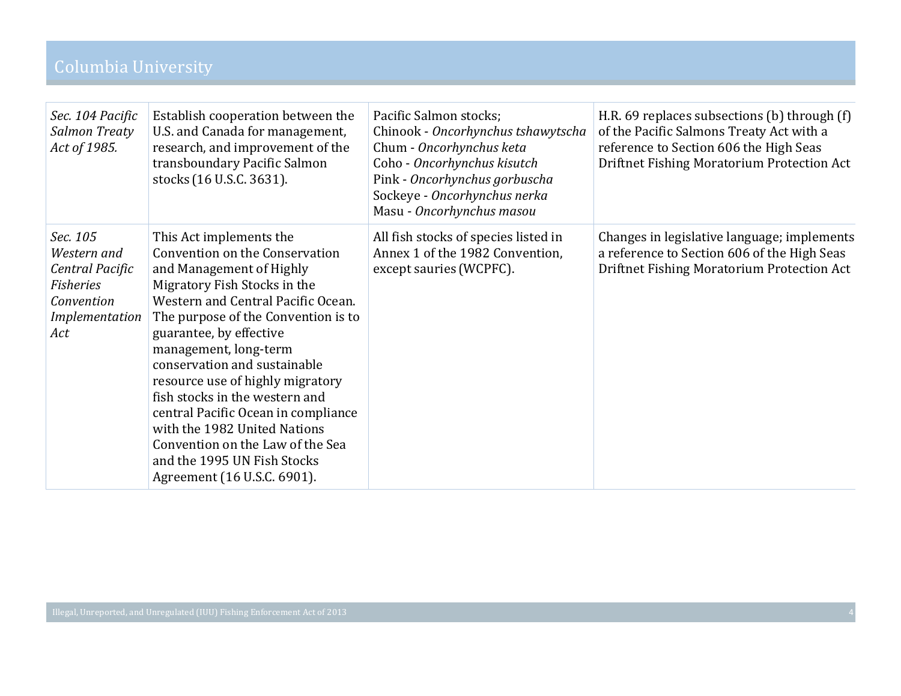| | | | |
|---|---|---|---|
| *Sec. 104 Pacific Salmon Treaty Act of 1985.* | Establish cooperation between the U.S. and Canada for management, research, and improvement of the transboundary Pacific Salmon stocks (16 U.S.C. 3631). | Pacific Salmon stocks;<br>Chinook - *Oncorhynchus tshawytscha*<br>Chum - *Oncorhynchus keta*<br>Coho - *Oncorhynchus kisutch*<br>Pink - *Oncorhynchus gorbuscha*<br>Sockeye - *Oncorhynchus nerka*<br>Masu - *Oncorhynchus masou* | H.R. 69 replaces subsections (b) through (f) of the Pacific Salmons Treaty Act with a reference to Section 606 the High Seas Driftnet Fishing Moratorium Protection Act |
| *Sec. 105 Western and Central Pacific Fisheries Convention Implementation Act* | This Act implements the Convention on the Conservation and Management of Highly Migratory Fish Stocks in the Western and Central Pacific Ocean. The purpose of the Convention is to guarantee, by effective management, long-term conservation and sustainable resource use of highly migratory fish stocks in the western and central Pacific Ocean in compliance with the 1982 United Nations Convention on the Law of the Sea and the 1995 UN Fish Stocks Agreement (16 U.S.C. 6901). | All fish stocks of species listed in Annex 1 of the 1982 Convention, except sauries (WCPFC). | Changes in legislative language; implements a reference to Section 606 of the High Seas Driftnet Fishing Moratorium Protection Act |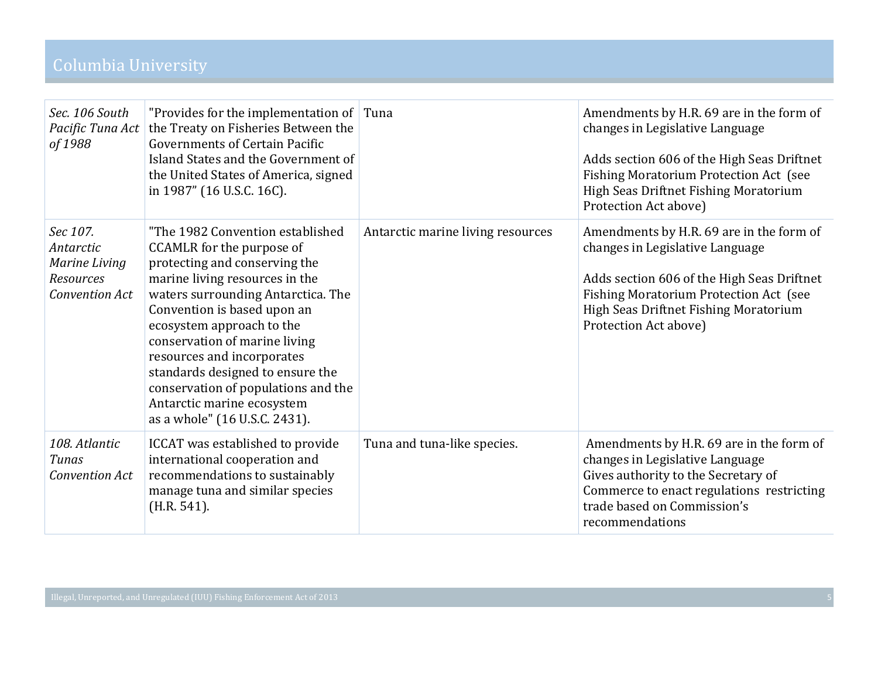| *Sec. 106 South Pacific Tuna Act of 1988* | "Provides for the implementation of the Treaty on Fisheries Between the Governments of Certain Pacific Island States and the Government of the United States of America, signed in 1987" (16 U.S.C. 16C). | Tuna | Amendments by H.R. 69 are in the form of changes in Legislative Language<br><br>Adds section 606 of the High Seas Driftnet Fishing Moratorium Protection Act (see High Seas Driftnet Fishing Moratorium Protection Act above) |
|---|---|---|---|
| *Sec 107. Antarctic Marine Living Resources Convention Act* | "The 1982 Convention established CCAMLR for the purpose of protecting and conserving the marine living resources in the waters surrounding Antarctica. The Convention is based upon an ecosystem approach to the conservation of marine living resources and incorporates standards designed to ensure the conservation of populations and the Antarctic marine ecosystem as a whole" (16 U.S.C. 2431). | Antarctic marine living resources | Amendments by H.R. 69 are in the form of changes in Legislative Language<br><br>Adds section 606 of the High Seas Driftnet Fishing Moratorium Protection Act (see High Seas Driftnet Fishing Moratorium Protection Act above) |
| *108. Atlantic Tunas Convention Act* | ICCAT was established to provide international cooperation and recommendations to sustainably manage tuna and similar species (H.R. 541). | Tuna and tuna-like species. | Amendments by H.R. 69 are in the form of changes in Legislative Language<br>Gives authority to the Secretary of Commerce to enact regulations restricting trade based on Commission's recommendations |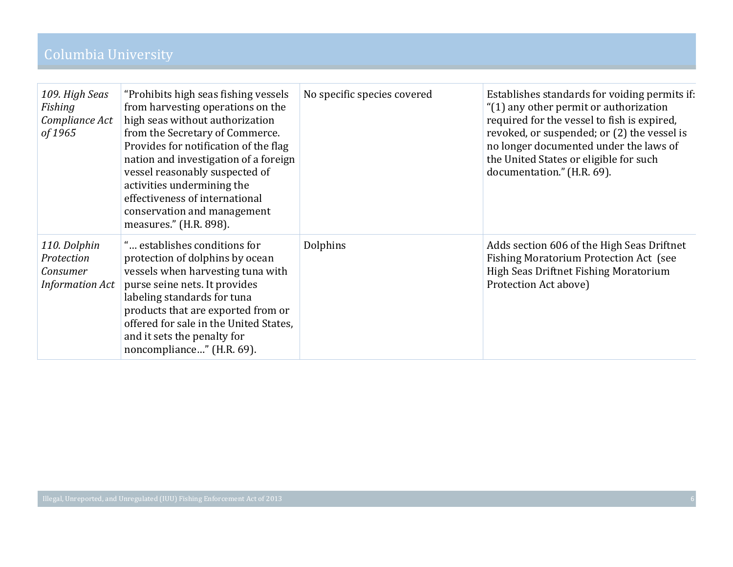| | | | |
|---|---|---|---|
| *109. High Seas Fishing Compliance Act of 1965* | "Prohibits high seas fishing vessels from harvesting operations on the high seas without authorization from the Secretary of Commerce. Provides for notification of the flag nation and investigation of a foreign vessel reasonably suspected of activities undermining the effectiveness of international conservation and management measures." (H.R. 898). | No specific species covered | Establishes standards for voiding permits if: "(1) any other permit or authorization required for the vessel to fish is expired, revoked, or suspended; or (2) the vessel is no longer documented under the laws of the United States or eligible for such documentation." (H.R. 69). |
| *110. Dolphin Protection Consumer Information Act* | "… establishes conditions for protection of dolphins by ocean vessels when harvesting tuna with purse seine nets. It provides labeling standards for tuna products that are exported from or offered for sale in the United States, and it sets the penalty for noncompliance…" (H.R. 69). | Dolphins | Adds section 606 of the High Seas Driftnet Fishing Moratorium Protection Act (see High Seas Driftnet Fishing Moratorium Protection Act above) |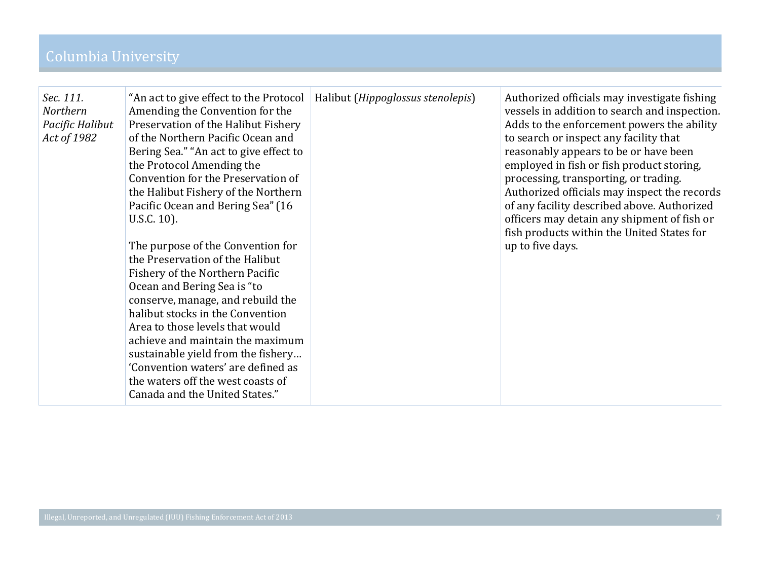| | | | |
|---|---|---|---|
| *Sec. 111. Northern Pacific Halibut Act of 1982* | "An act to give effect to the Protocol Amending the Convention for the Preservation of the Halibut Fishery of the Northern Pacific Ocean and Bering Sea." "An act to give effect to the Protocol Amending the Convention for the Preservation of the Halibut Fishery of the Northern Pacific Ocean and Bering Sea" (16 U.S.C. 10).<br><br>The purpose of the Convention for the Preservation of the Halibut Fishery of the Northern Pacific Ocean and Bering Sea is "to conserve, manage, and rebuild the halibut stocks in the Convention Area to those levels that would achieve and maintain the maximum sustainable yield from the fishery… 'Convention waters' are defined as the waters off the west coasts of Canada and the United States." | Halibut (*Hippoglossus stenolepis*) | Authorized officials may investigate fishing vessels in addition to search and inspection. Adds to the enforcement powers the ability to search or inspect any facility that reasonably appears to be or have been employed in fish or fish product storing, processing, transporting, or trading. Authorized officials may inspect the records of any facility described above. Authorized officers may detain any shipment of fish or fish products within the United States for up to five days. |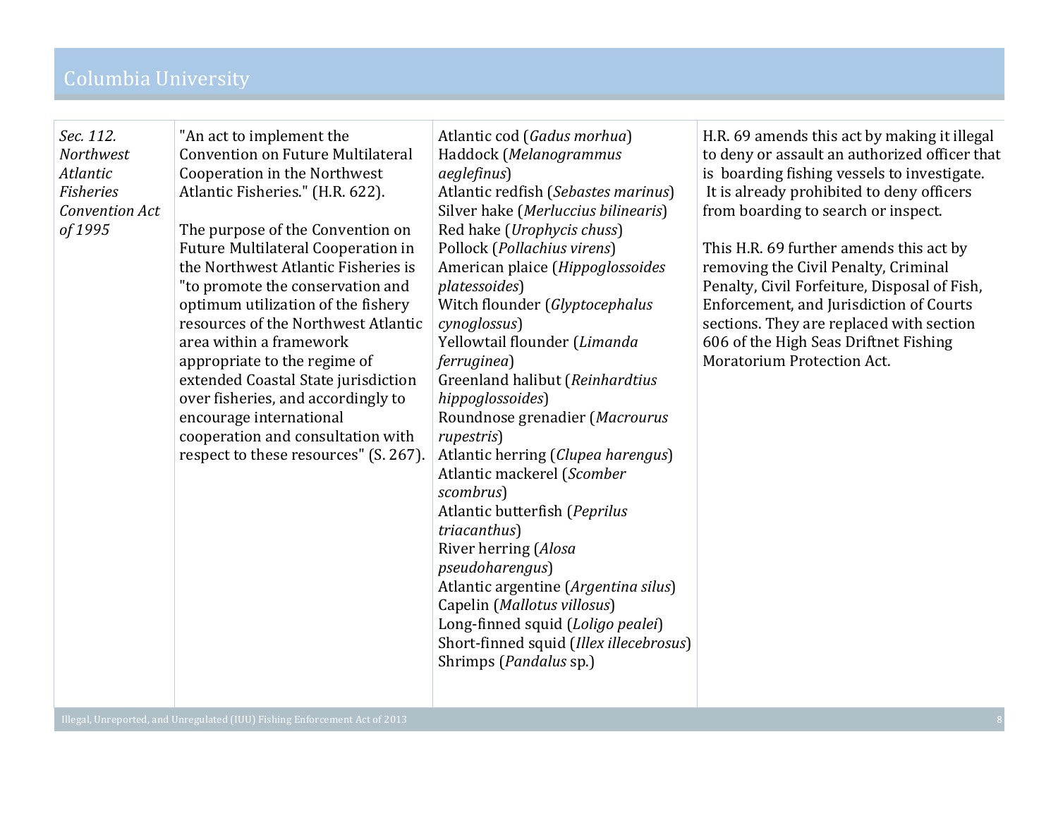| | | | |
|---|---|---|---|
| *Sec. 112. Northwest Atlantic Fisheries Convention Act of 1995* | "An act to implement the Convention on Future Multilateral Cooperation in the Northwest Atlantic Fisheries." (H.R. 622).<br><br>The purpose of the Convention on Future Multilateral Cooperation in the Northwest Atlantic Fisheries is "to promote the conservation and optimum utilization of the fishery resources of the Northwest Atlantic area within a framework appropriate to the regime of extended Coastal State jurisdiction over fisheries, and accordingly to encourage international cooperation and consultation with respect to these resources" (S. 267). | Atlantic cod (*Gadus morhua*)<br>Haddock (*Melanogrammus aeglefinus*)<br>Atlantic redfish (*Sebastes marinus*)<br>Silver hake (*Merluccius bilinearis*)<br>Red hake (*Urophycis chuss*)<br>Pollock (*Pollachius virens*)<br>American plaice (*Hippoglossoides platessoides*)<br>Witch flounder (*Glyptocephalus cynoglossus*)<br>Yellowtail flounder (*Limanda ferruginea*)<br>Greenland halibut (*Reinhardtius hippoglossoides*)<br>Roundnose grenadier (*Macrourus rupestris*)<br>Atlantic herring (*Clupea harengus*)<br>Atlantic mackerel (*Scomber scombrus*)<br>Atlantic butterfish (*Peprilus triacanthus*)<br>River herring (*Alosa pseudoharengus*)<br>Atlantic argentine (*Argentina silus*)<br>Capelin (*Mallotus villosus*)<br>Long-finned squid (*Loligo pealei*)<br>Short-finned squid (*Illex illecebrosus*)<br>Shrimps (*Pandalus* sp.) | H.R. 69 amends this act by making it illegal to deny or assault an authorized officer that is boarding fishing vessels to investigate. It is already prohibited to deny officers from boarding to search or inspect.<br><br>This H.R. 69 further amends this act by removing the Civil Penalty, Criminal Penalty, Civil Forfeiture, Disposal of Fish, Enforcement, and Jurisdiction of Courts sections. They are replaced with section 606 of the High Seas Driftnet Fishing Moratorium Protection Act. |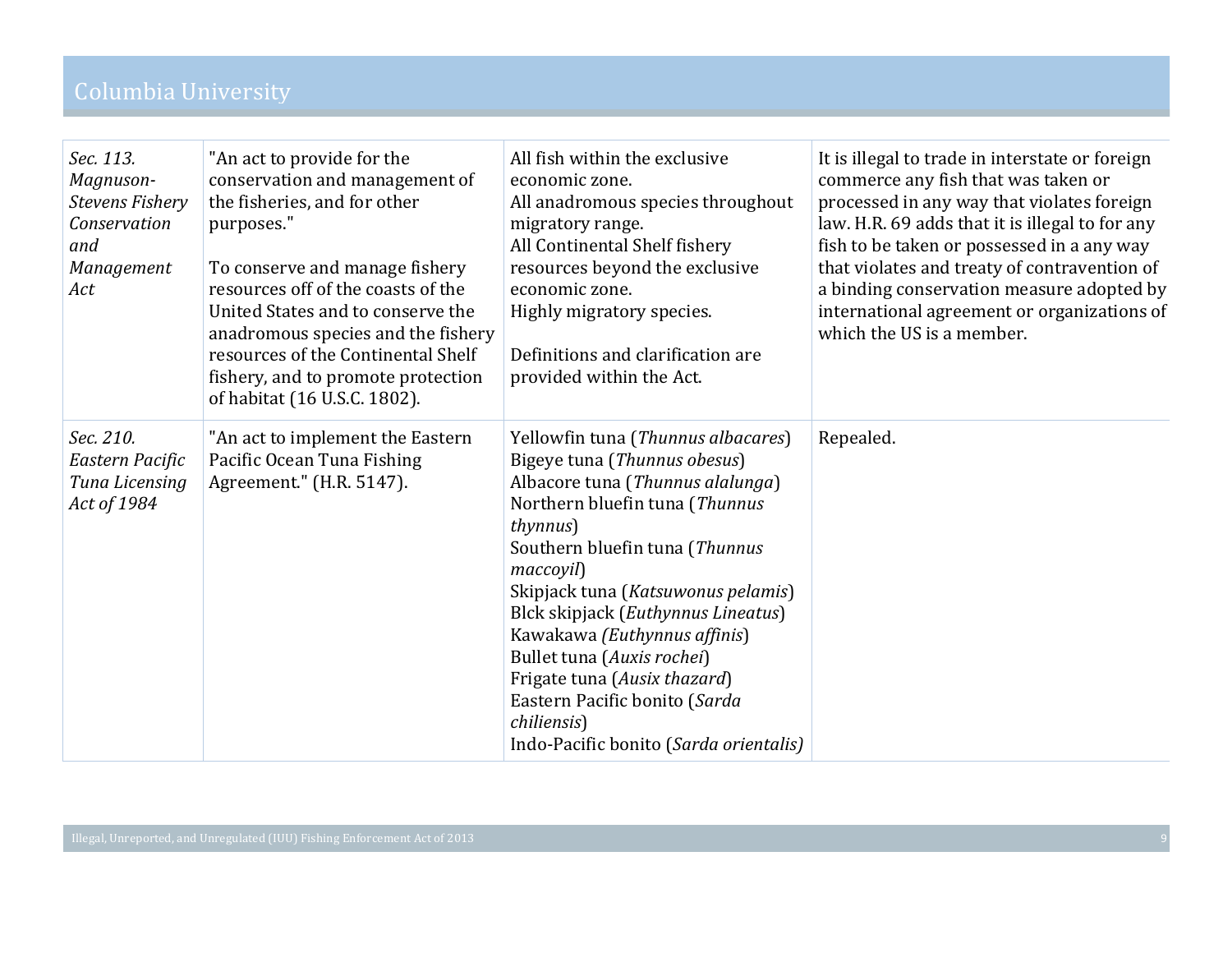| | | | |
|---|---|---|---|
| *Sec. 113. Magnuson-Stevens Fishery Conservation and Management Act* | "An act to provide for the conservation and management of the fisheries, and for other purposes."<br><br>To conserve and manage fishery resources off of the coasts of the United States and to conserve the anadromous species and the fishery resources of the Continental Shelf fishery, and to promote protection of habitat (16 U.S.C. 1802). | All fish within the exclusive economic zone.<br>All anadromous species throughout migratory range.<br>All Continental Shelf fishery resources beyond the exclusive economic zone.<br>Highly migratory species.<br><br>Definitions and clarification are provided within the Act. | It is illegal to trade in interstate or foreign commerce any fish that was taken or processed in any way that violates foreign law. H.R. 69 adds that it is illegal to for any fish to be taken or possessed in a any way that violates and treaty of contravention of a binding conservation measure adopted by international agreement or organizations of which the US is a member. |
| *Sec. 210. Eastern Pacific Tuna Licensing Act of 1984* | "An act to implement the Eastern Pacific Ocean Tuna Fishing Agreement." (H.R. 5147). | Yellowfin tuna (*Thunnus albacares*)<br>Bigeye tuna (*Thunnus obesus*)<br>Albacore tuna (*Thunnus alalunga*)<br>Northern bluefin tuna (*Thunnus thynnus*)<br>Southern bluefin tuna (*Thunnus maccoyil*)<br>Skipjack tuna (*Katsuwonus pelamis*)<br>Blck skipjack (*Euthynnus Lineatus*)<br>Kawakawa *(Euthynnus affinis*)<br>Bullet tuna (*Auxis rochei*)<br>Frigate tuna (*Ausix thazard*)<br>Eastern Pacific bonito (*Sarda chiliensis*)<br>Indo-Pacific bonito (*Sarda orientalis)* | Repealed. |